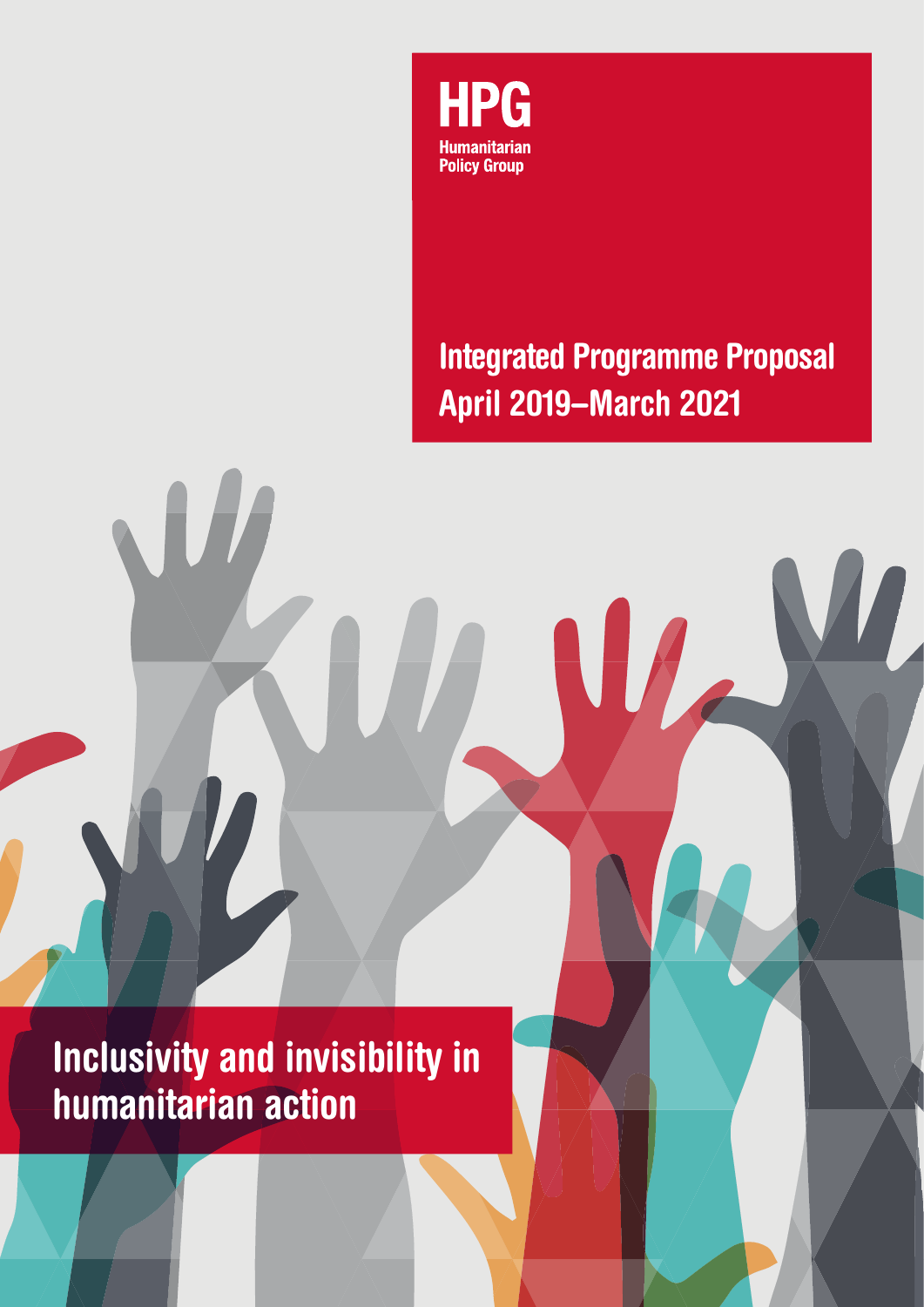HPG

Humanitarian Policy Group

# Integrated Programme Proposal April 2019–March 2021

# Inclusivity and invisibility in humanitarian action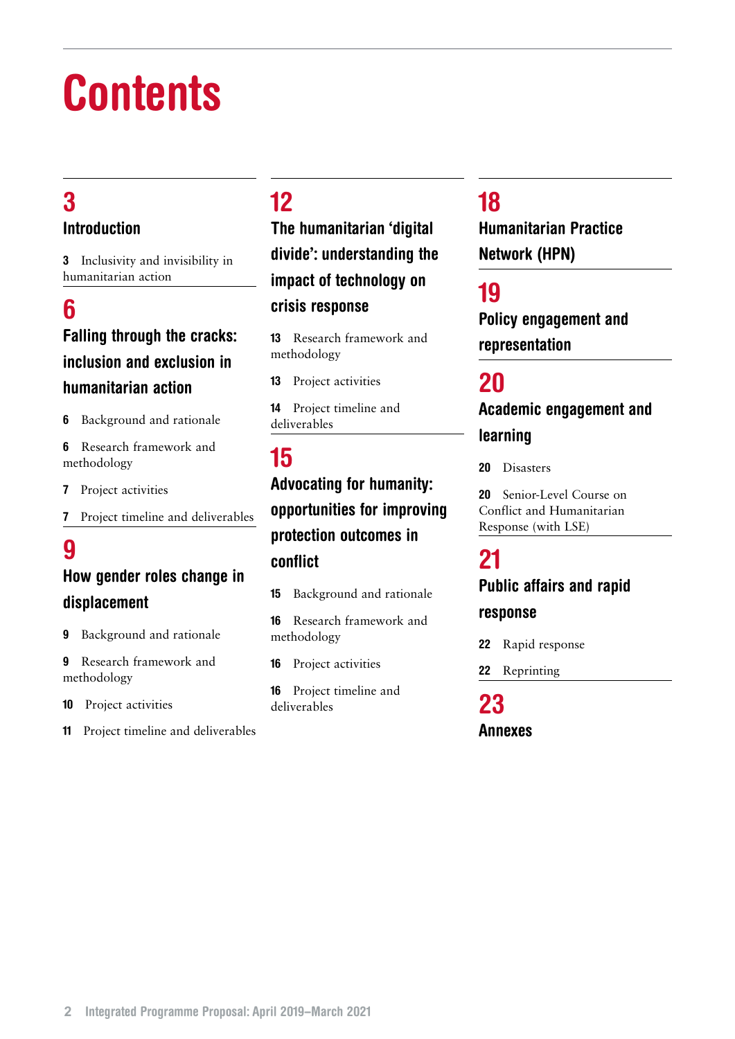# Contents

**3**
## Introduction

**3** Inclusivity and invisibility in humanitarian action

**6**
## Falling through the cracks: inclusion and exclusion in humanitarian action

**6** Background and rationale

**6** Research framework and methodology

**7** Project activities

**7** Project timeline and deliverables

**9**
## How gender roles change in displacement

**9** Background and rationale

**9** Research framework and methodology

**10** Project activities

**11** Project timeline and deliverables

**12**
## The humanitarian 'digital divide': understanding the impact of technology on crisis response

**13** Research framework and methodology

**13** Project activities

**14** Project timeline and deliverables

**15**
## Advocating for humanity: opportunities for improving protection outcomes in conflict

**15** Background and rationale

**16** Research framework and methodology

**16** Project activities

**16** Project timeline and deliverables

**18**
## Humanitarian Practice Network (HPN)

**19**
## Policy engagement and representation

**20**
## Academic engagement and learning

**20** Disasters

**20** Senior-Level Course on Conflict and Humanitarian Response (with LSE)

**21**
## Public affairs and rapid response

**22** Rapid response

**22** Reprinting

**23**
## Annexes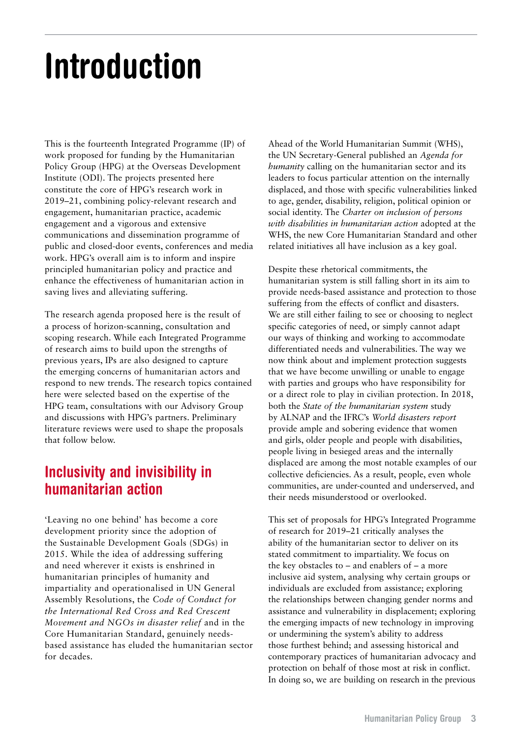# Introduction

This is the fourteenth Integrated Programme (IP) of work proposed for funding by the Humanitarian Policy Group (HPG) at the Overseas Development Institute (ODI). The projects presented here constitute the core of HPG's research work in 2019–21, combining policy-relevant research and engagement, humanitarian practice, academic engagement and a vigorous and extensive communications and dissemination programme of public and closed-door events, conferences and media work. HPG's overall aim is to inform and inspire principled humanitarian policy and practice and enhance the effectiveness of humanitarian action in saving lives and alleviating suffering.

The research agenda proposed here is the result of a process of horizon-scanning, consultation and scoping research. While each Integrated Programme of research aims to build upon the strengths of previous years, IPs are also designed to capture the emerging concerns of humanitarian actors and respond to new trends. The research topics contained here were selected based on the expertise of the HPG team, consultations with our Advisory Group and discussions with HPG's partners. Preliminary literature reviews were used to shape the proposals that follow below.

## Inclusivity and invisibility in humanitarian action

'Leaving no one behind' has become a core development priority since the adoption of the Sustainable Development Goals (SDGs) in 2015. While the idea of addressing suffering and need wherever it exists is enshrined in humanitarian principles of humanity and impartiality and operationalised in UN General Assembly Resolutions, the *Code of Conduct for the International Red Cross and Red Crescent Movement and NGOs in disaster relief* and in the Core Humanitarian Standard, genuinely needs-based assistance has eluded the humanitarian sector for decades.

Ahead of the World Humanitarian Summit (WHS), the UN Secretary-General published an *Agenda for humanity* calling on the humanitarian sector and its leaders to focus particular attention on the internally displaced, and those with specific vulnerabilities linked to age, gender, disability, religion, political opinion or social identity. The *Charter on inclusion of persons with disabilities in humanitarian action* adopted at the WHS, the new Core Humanitarian Standard and other related initiatives all have inclusion as a key goal.

Despite these rhetorical commitments, the humanitarian system is still falling short in its aim to provide needs-based assistance and protection to those suffering from the effects of conflict and disasters. We are still either failing to see or choosing to neglect specific categories of need, or simply cannot adapt our ways of thinking and working to accommodate differentiated needs and vulnerabilities. The way we now think about and implement protection suggests that we have become unwilling or unable to engage with parties and groups who have responsibility for or a direct role to play in civilian protection. In 2018, both the *State of the humanitarian system* study by ALNAP and the IFRC's *World disasters report* provide ample and sobering evidence that women and girls, older people and people with disabilities, people living in besieged areas and the internally displaced are among the most notable examples of our collective deficiencies. As a result, people, even whole communities, are under-counted and underserved, and their needs misunderstood or overlooked.

This set of proposals for HPG's Integrated Programme of research for 2019–21 critically analyses the ability of the humanitarian sector to deliver on its stated commitment to impartiality. We focus on the key obstacles to – and enablers of – a more inclusive aid system, analysing why certain groups or individuals are excluded from assistance; exploring the relationships between changing gender norms and assistance and vulnerability in displacement; exploring the emerging impacts of new technology in improving or undermining the system's ability to address those furthest behind; and assessing historical and contemporary practices of humanitarian advocacy and protection on behalf of those most at risk in conflict. In doing so, we are building on research in the previous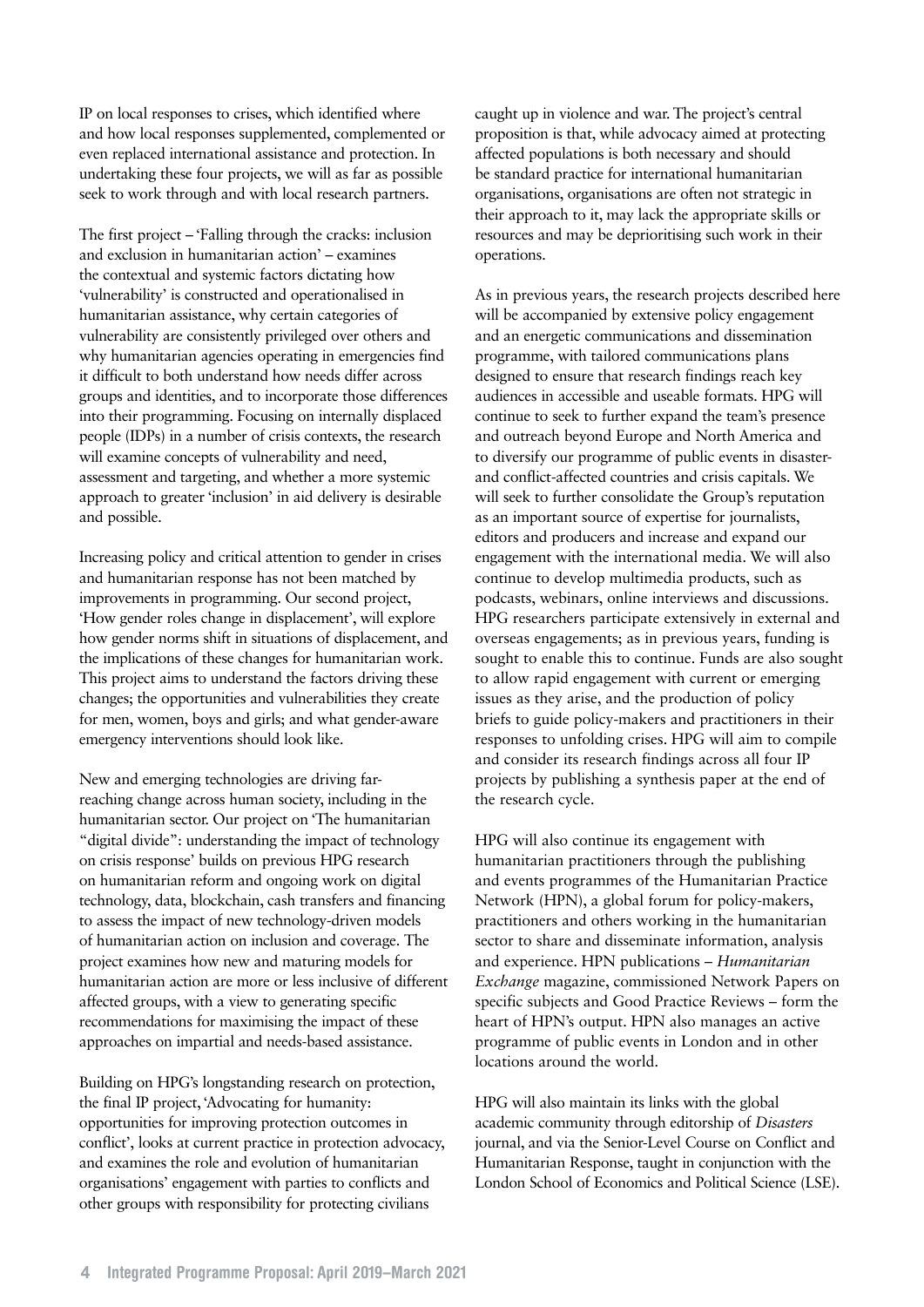IP on local responses to crises, which identified where and how local responses supplemented, complemented or even replaced international assistance and protection. In undertaking these four projects, we will as far as possible seek to work through and with local research partners.

The first project – 'Falling through the cracks: inclusion and exclusion in humanitarian action' – examines the contextual and systemic factors dictating how 'vulnerability' is constructed and operationalised in humanitarian assistance, why certain categories of vulnerability are consistently privileged over others and why humanitarian agencies operating in emergencies find it difficult to both understand how needs differ across groups and identities, and to incorporate those differences into their programming. Focusing on internally displaced people (IDPs) in a number of crisis contexts, the research will examine concepts of vulnerability and need, assessment and targeting, and whether a more systemic approach to greater 'inclusion' in aid delivery is desirable and possible.

Increasing policy and critical attention to gender in crises and humanitarian response has not been matched by improvements in programming. Our second project, 'How gender roles change in displacement', will explore how gender norms shift in situations of displacement, and the implications of these changes for humanitarian work. This project aims to understand the factors driving these changes; the opportunities and vulnerabilities they create for men, women, boys and girls; and what gender-aware emergency interventions should look like.

New and emerging technologies are driving far-reaching change across human society, including in the humanitarian sector. Our project on 'The humanitarian "digital divide": understanding the impact of technology on crisis response' builds on previous HPG research on humanitarian reform and ongoing work on digital technology, data, blockchain, cash transfers and financing to assess the impact of new technology-driven models of humanitarian action on inclusion and coverage. The project examines how new and maturing models for humanitarian action are more or less inclusive of different affected groups, with a view to generating specific recommendations for maximising the impact of these approaches on impartial and needs-based assistance.

Building on HPG's longstanding research on protection, the final IP project, 'Advocating for humanity: opportunities for improving protection outcomes in conflict', looks at current practice in protection advocacy, and examines the role and evolution of humanitarian organisations' engagement with parties to conflicts and other groups with responsibility for protecting civilians caught up in violence and war. The project's central proposition is that, while advocacy aimed at protecting affected populations is both necessary and should be standard practice for international humanitarian organisations, organisations are often not strategic in their approach to it, may lack the appropriate skills or resources and may be deprioritising such work in their operations.

As in previous years, the research projects described here will be accompanied by extensive policy engagement and an energetic communications and dissemination programme, with tailored communications plans designed to ensure that research findings reach key audiences in accessible and useable formats. HPG will continue to seek to further expand the team's presence and outreach beyond Europe and North America and to diversify our programme of public events in disaster- and conflict-affected countries and crisis capitals. We will seek to further consolidate the Group's reputation as an important source of expertise for journalists, editors and producers and increase and expand our engagement with the international media. We will also continue to develop multimedia products, such as podcasts, webinars, online interviews and discussions. HPG researchers participate extensively in external and overseas engagements; as in previous years, funding is sought to enable this to continue. Funds are also sought to allow rapid engagement with current or emerging issues as they arise, and the production of policy briefs to guide policy-makers and practitioners in their responses to unfolding crises. HPG will aim to compile and consider its research findings across all four IP projects by publishing a synthesis paper at the end of the research cycle.

HPG will also continue its engagement with humanitarian practitioners through the publishing and events programmes of the Humanitarian Practice Network (HPN), a global forum for policy-makers, practitioners and others working in the humanitarian sector to share and disseminate information, analysis and experience. HPN publications – *Humanitarian Exchange* magazine, commissioned Network Papers on specific subjects and Good Practice Reviews – form the heart of HPN's output. HPN also manages an active programme of public events in London and in other locations around the world.

HPG will also maintain its links with the global academic community through editorship of *Disasters* journal, and via the Senior-Level Course on Conflict and Humanitarian Response, taught in conjunction with the London School of Economics and Political Science (LSE).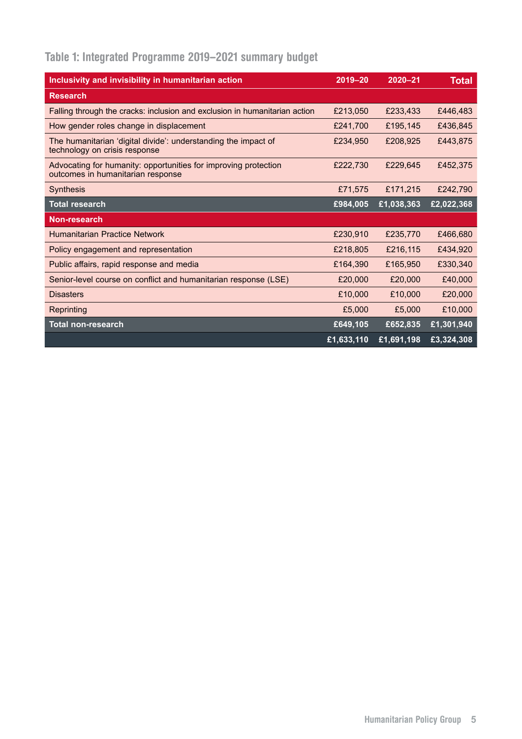### Table 1: Integrated Programme 2019–2021 summary budget

| Inclusivity and invisibility in humanitarian action | 2019–20 | 2020–21 | Total |
|---|---|---|---|
| **Research** | | | |
| Falling through the cracks: inclusion and exclusion in humanitarian action | £213,050 | £233,433 | £446,483 |
| How gender roles change in displacement | £241,700 | £195,145 | £436,845 |
| The humanitarian 'digital divide': understanding the impact of technology on crisis response | £234,950 | £208,925 | £443,875 |
| Advocating for humanity: opportunities for improving protection outcomes in humanitarian response | £222,730 | £229,645 | £452,375 |
| Synthesis | £71,575 | £171,215 | £242,790 |
| **Total research** | **£984,005** | **£1,038,363** | **£2,022,368** |
| **Non-research** | | | |
| Humanitarian Practice Network | £230,910 | £235,770 | £466,680 |
| Policy engagement and representation | £218,805 | £216,115 | £434,920 |
| Public affairs, rapid response and media | £164,390 | £165,950 | £330,340 |
| Senior-level course on conflict and humanitarian response (LSE) | £20,000 | £20,000 | £40,000 |
| Disasters | £10,000 | £10,000 | £20,000 |
| Reprinting | £5,000 | £5,000 | £10,000 |
| **Total non-research** | **£649,105** | **£652,835** | **£1,301,940** |
| | **£1,633,110** | **£1,691,198** | **£3,324,308** |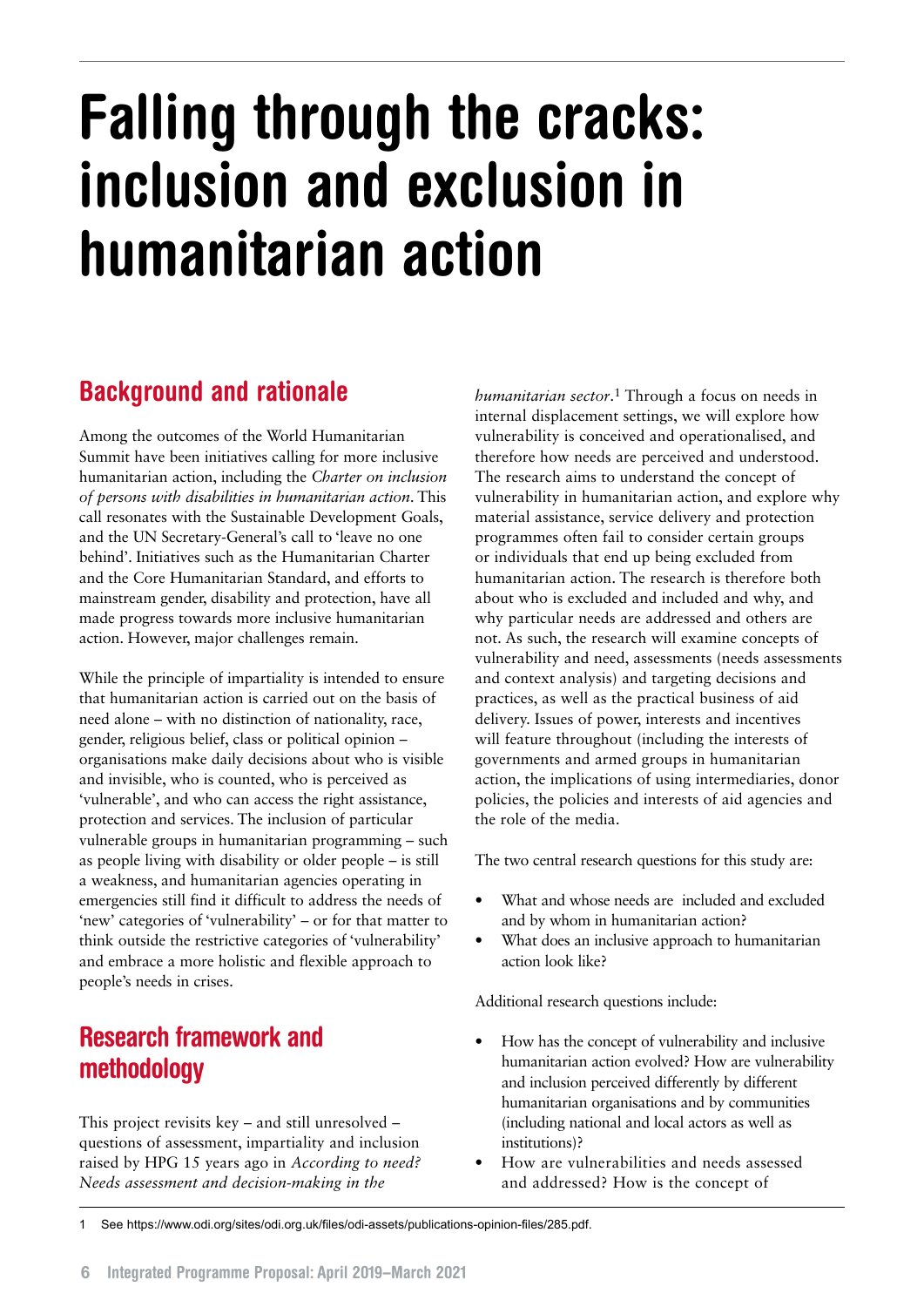# Falling through the cracks: inclusion and exclusion in humanitarian action

## Background and rationale

Among the outcomes of the World Humanitarian Summit have been initiatives calling for more inclusive humanitarian action, including the *Charter on inclusion of persons with disabilities in humanitarian action*. This call resonates with the Sustainable Development Goals, and the UN Secretary-General's call to 'leave no one behind'. Initiatives such as the Humanitarian Charter and the Core Humanitarian Standard, and efforts to mainstream gender, disability and protection, have all made progress towards more inclusive humanitarian action. However, major challenges remain.

While the principle of impartiality is intended to ensure that humanitarian action is carried out on the basis of need alone – with no distinction of nationality, race, gender, religious belief, class or political opinion – organisations make daily decisions about who is visible and invisible, who is counted, who is perceived as 'vulnerable', and who can access the right assistance, protection and services. The inclusion of particular vulnerable groups in humanitarian programming – such as people living with disability or older people – is still a weakness, and humanitarian agencies operating in emergencies still find it difficult to address the needs of 'new' categories of 'vulnerability' – or for that matter to think outside the restrictive categories of 'vulnerability' and embrace a more holistic and flexible approach to people's needs in crises.

## Research framework and methodology

This project revisits key – and still unresolved – questions of assessment, impartiality and inclusion raised by HPG 15 years ago in *According to need? Needs assessment and decision-making in the humanitarian sector*.[1] Through a focus on needs in internal displacement settings, we will explore how vulnerability is conceived and operationalised, and therefore how needs are perceived and understood. The research aims to understand the concept of vulnerability in humanitarian action, and explore why material assistance, service delivery and protection programmes often fail to consider certain groups or individuals that end up being excluded from humanitarian action. The research is therefore both about who is excluded and included and why, and why particular needs are addressed and others are not. As such, the research will examine concepts of vulnerability and need, assessments (needs assessments and context analysis) and targeting decisions and practices, as well as the practical business of aid delivery. Issues of power, interests and incentives will feature throughout (including the interests of governments and armed groups in humanitarian action, the implications of using intermediaries, donor policies, the policies and interests of aid agencies and the role of the media.

The two central research questions for this study are:

- What and whose needs are included and excluded and by whom in humanitarian action?
- What does an inclusive approach to humanitarian action look like?

Additional research questions include:

- How has the concept of vulnerability and inclusive humanitarian action evolved? How are vulnerability and inclusion perceived differently by different humanitarian organisations and by communities (including national and local actors as well as institutions)?
- How are vulnerabilities and needs assessed and addressed? How is the concept of

1 See https://www.odi.org/sites/odi.org.uk/files/odi-assets/publications-opinion-files/285.pdf.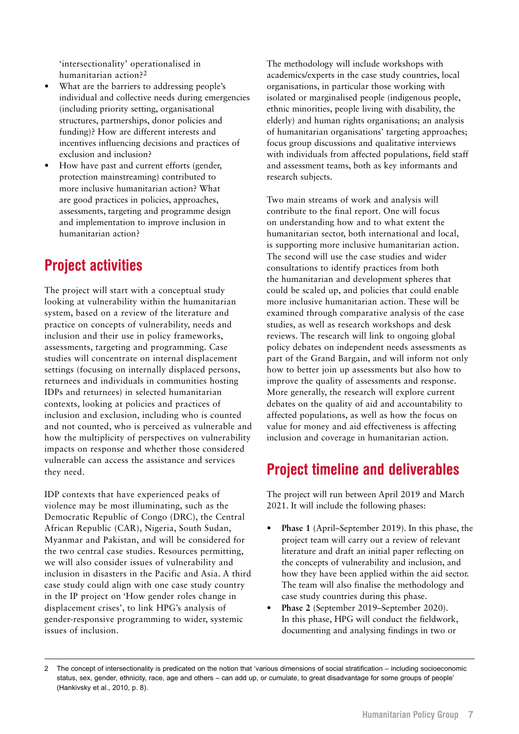'intersectionality' operationalised in humanitarian action?[2]

- What are the barriers to addressing people's individual and collective needs during emergencies (including priority setting, organisational structures, partnerships, donor policies and funding)? How are different interests and incentives influencing decisions and practices of exclusion and inclusion?
- How have past and current efforts (gender, protection mainstreaming) contributed to more inclusive humanitarian action? What are good practices in policies, approaches, assessments, targeting and programme design and implementation to improve inclusion in humanitarian action?

## Project activities

The project will start with a conceptual study looking at vulnerability within the humanitarian system, based on a review of the literature and practice on concepts of vulnerability, needs and inclusion and their use in policy frameworks, assessments, targeting and programming. Case studies will concentrate on internal displacement settings (focusing on internally displaced persons, returnees and individuals in communities hosting IDPs and returnees) in selected humanitarian contexts, looking at policies and practices of inclusion and exclusion, including who is counted and not counted, who is perceived as vulnerable and how the multiplicity of perspectives on vulnerability impacts on response and whether those considered vulnerable can access the assistance and services they need.

IDP contexts that have experienced peaks of violence may be most illuminating, such as the Democratic Republic of Congo (DRC), the Central African Republic (CAR), Nigeria, South Sudan, Myanmar and Pakistan, and will be considered for the two central case studies. Resources permitting, we will also consider issues of vulnerability and inclusion in disasters in the Pacific and Asia. A third case study could align with one case study country in the IP project on 'How gender roles change in displacement crises', to link HPG's analysis of gender-responsive programming to wider, systemic issues of inclusion.

The methodology will include workshops with academics/experts in the case study countries, local organisations, in particular those working with isolated or marginalised people (indigenous people, ethnic minorities, people living with disability, the elderly) and human rights organisations; an analysis of humanitarian organisations' targeting approaches; focus group discussions and qualitative interviews with individuals from affected populations, field staff and assessment teams, both as key informants and research subjects.

Two main streams of work and analysis will contribute to the final report. One will focus on understanding how and to what extent the humanitarian sector, both international and local, is supporting more inclusive humanitarian action. The second will use the case studies and wider consultations to identify practices from both the humanitarian and development spheres that could be scaled up, and policies that could enable more inclusive humanitarian action. These will be examined through comparative analysis of the case studies, as well as research workshops and desk reviews. The research will link to ongoing global policy debates on independent needs assessments as part of the Grand Bargain, and will inform not only how to better join up assessments but also how to improve the quality of assessments and response. More generally, the research will explore current debates on the quality of aid and accountability to affected populations, as well as how the focus on value for money and aid effectiveness is affecting inclusion and coverage in humanitarian action.

## Project timeline and deliverables

The project will run between April 2019 and March 2021. It will include the following phases:

- **Phase 1** (April–September 2019). In this phase, the project team will carry out a review of relevant literature and draft an initial paper reflecting on the concepts of vulnerability and inclusion, and how they have been applied within the aid sector. The team will also finalise the methodology and case study countries during this phase.
- **Phase 2** (September 2019–September 2020). In this phase, HPG will conduct the fieldwork, documenting and analysing findings in two or

---

2 The concept of intersectionality is predicated on the notion that 'various dimensions of social stratification – including socioeconomic status, sex, gender, ethnicity, race, age and others – can add up, or cumulate, to great disadvantage for some groups of people' (Hankivsky et al., 2010, p. 8).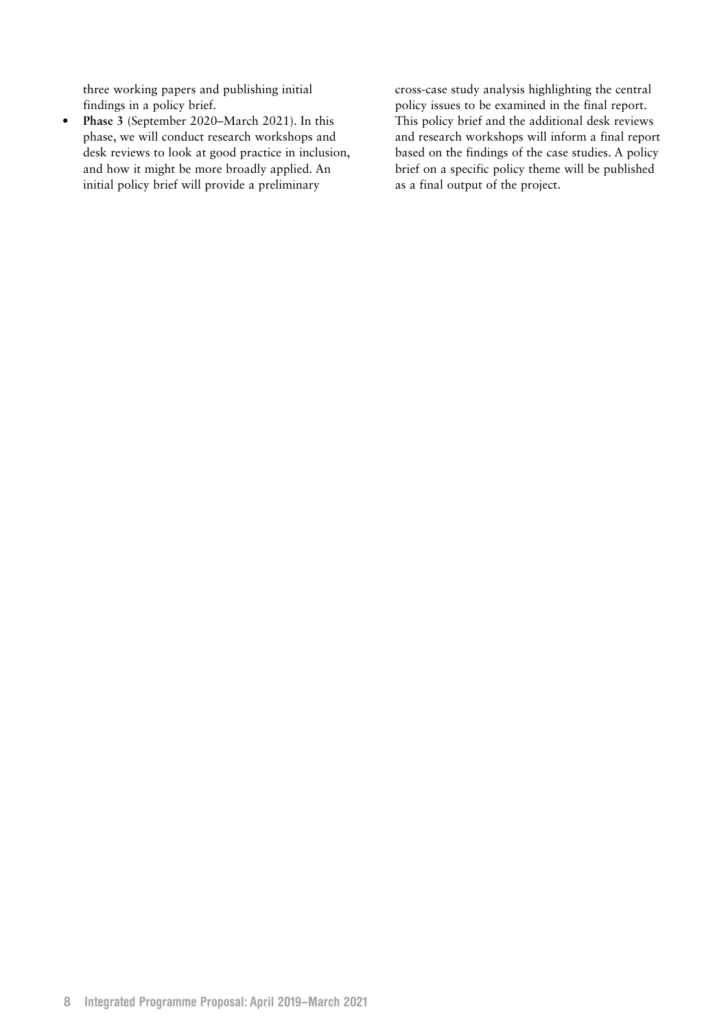three working papers and publishing initial findings in a policy brief.

- **Phase 3** (September 2020–March 2021). In this phase, we will conduct research workshops and desk reviews to look at good practice in inclusion, and how it might be more broadly applied. An initial policy brief will provide a preliminary cross-case study analysis highlighting the central policy issues to be examined in the final report. This policy brief and the additional desk reviews and research workshops will inform a final report based on the findings of the case studies. A policy brief on a specific policy theme will be published as a final output of the project.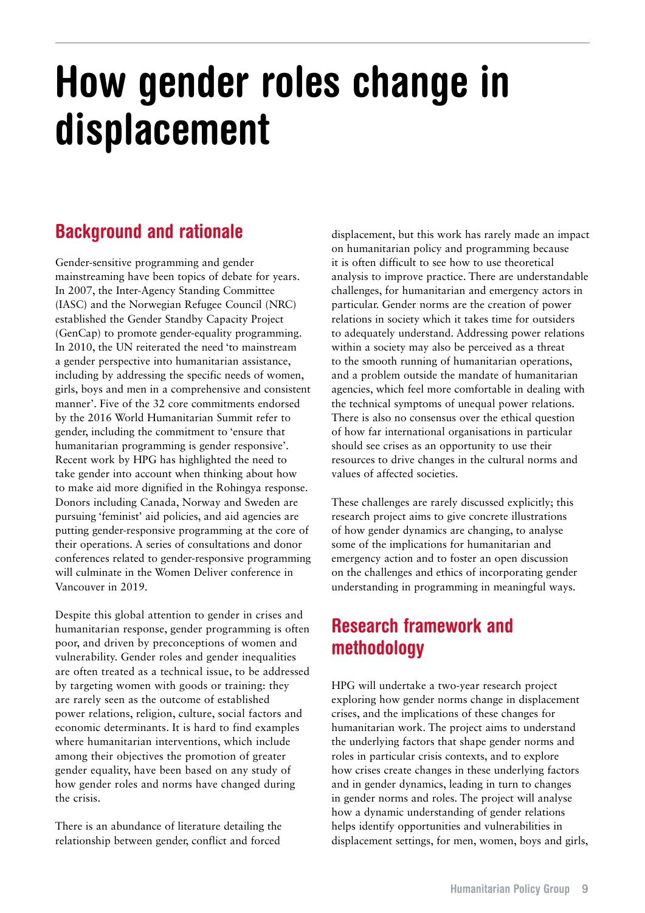# How gender roles change in displacement

## Background and rationale

Gender-sensitive programming and gender mainstreaming have been topics of debate for years. In 2007, the Inter-Agency Standing Committee (IASC) and the Norwegian Refugee Council (NRC) established the Gender Standby Capacity Project (GenCap) to promote gender-equality programming. In 2010, the UN reiterated the need 'to mainstream a gender perspective into humanitarian assistance, including by addressing the specific needs of women, girls, boys and men in a comprehensive and consistent manner'. Five of the 32 core commitments endorsed by the 2016 World Humanitarian Summit refer to gender, including the commitment to 'ensure that humanitarian programming is gender responsive'. Recent work by HPG has highlighted the need to take gender into account when thinking about how to make aid more dignified in the Rohingya response. Donors including Canada, Norway and Sweden are pursuing 'feminist' aid policies, and aid agencies are putting gender-responsive programming at the core of their operations. A series of consultations and donor conferences related to gender-responsive programming will culminate in the Women Deliver conference in Vancouver in 2019.

Despite this global attention to gender in crises and humanitarian response, gender programming is often poor, and driven by preconceptions of women and vulnerability. Gender roles and gender inequalities are often treated as a technical issue, to be addressed by targeting women with goods or training: they are rarely seen as the outcome of established power relations, religion, culture, social factors and economic determinants. It is hard to find examples where humanitarian interventions, which include among their objectives the promotion of greater gender equality, have been based on any study of how gender roles and norms have changed during the crisis.

There is an abundance of literature detailing the relationship between gender, conflict and forced displacement, but this work has rarely made an impact on humanitarian policy and programming because it is often difficult to see how to use theoretical analysis to improve practice. There are understandable challenges, for humanitarian and emergency actors in particular. Gender norms are the creation of power relations in society which it takes time for outsiders to adequately understand. Addressing power relations within a society may also be perceived as a threat to the smooth running of humanitarian operations, and a problem outside the mandate of humanitarian agencies, which feel more comfortable in dealing with the technical symptoms of unequal power relations. There is also no consensus over the ethical question of how far international organisations in particular should see crises as an opportunity to use their resources to drive changes in the cultural norms and values of affected societies.

These challenges are rarely discussed explicitly; this research project aims to give concrete illustrations of how gender dynamics are changing, to analyse some of the implications for humanitarian and emergency action and to foster an open discussion on the challenges and ethics of incorporating gender understanding in programming in meaningful ways.

## Research framework and methodology

HPG will undertake a two-year research project exploring how gender norms change in displacement crises, and the implications of these changes for humanitarian work. The project aims to understand the underlying factors that shape gender norms and roles in particular crisis contexts, and to explore how crises create changes in these underlying factors and in gender dynamics, leading in turn to changes in gender norms and roles. The project will analyse how a dynamic understanding of gender relations helps identify opportunities and vulnerabilities in displacement settings, for men, women, boys and girls,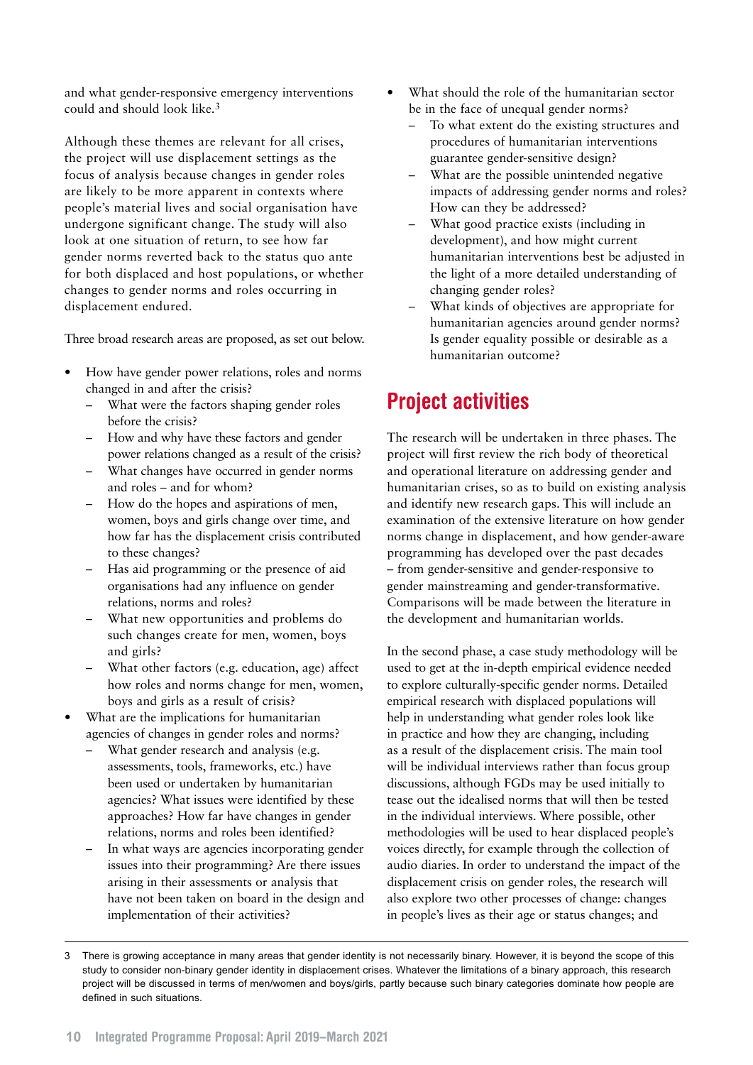and what gender-responsive emergency interventions could and should look like.[3]

Although these themes are relevant for all crises, the project will use displacement settings as the focus of analysis because changes in gender roles are likely to be more apparent in contexts where people's material lives and social organisation have undergone significant change. The study will also look at one situation of return, to see how far gender norms reverted back to the status quo ante for both displaced and host populations, or whether changes to gender norms and roles occurring in displacement endured.

Three broad research areas are proposed, as set out below.

- How have gender power relations, roles and norms changed in and after the crisis?
  - What were the factors shaping gender roles before the crisis?
  - How and why have these factors and gender power relations changed as a result of the crisis?
  - What changes have occurred in gender norms and roles – and for whom?
  - How do the hopes and aspirations of men, women, boys and girls change over time, and how far has the displacement crisis contributed to these changes?
  - Has aid programming or the presence of aid organisations had any influence on gender relations, norms and roles?
  - What new opportunities and problems do such changes create for men, women, boys and girls?
  - What other factors (e.g. education, age) affect how roles and norms change for men, women, boys and girls as a result of crisis?
- What are the implications for humanitarian agencies of changes in gender roles and norms?
  - What gender research and analysis (e.g. assessments, tools, frameworks, etc.) have been used or undertaken by humanitarian agencies? What issues were identified by these approaches? How far have changes in gender relations, norms and roles been identified?
  - In what ways are agencies incorporating gender issues into their programming? Are there issues arising in their assessments or analysis that have not been taken on board in the design and implementation of their activities?
- What should the role of the humanitarian sector be in the face of unequal gender norms?
  - To what extent do the existing structures and procedures of humanitarian interventions guarantee gender-sensitive design?
  - What are the possible unintended negative impacts of addressing gender norms and roles? How can they be addressed?
  - What good practice exists (including in development), and how might current humanitarian interventions best be adjusted in the light of a more detailed understanding of changing gender roles?
  - What kinds of objectives are appropriate for humanitarian agencies around gender norms? Is gender equality possible or desirable as a humanitarian outcome?

## Project activities

The research will be undertaken in three phases. The project will first review the rich body of theoretical and operational literature on addressing gender and humanitarian crises, so as to build on existing analysis and identify new research gaps. This will include an examination of the extensive literature on how gender norms change in displacement, and how gender-aware programming has developed over the past decades – from gender-sensitive and gender-responsive to gender mainstreaming and gender-transformative. Comparisons will be made between the literature in the development and humanitarian worlds.

In the second phase, a case study methodology will be used to get at the in-depth empirical evidence needed to explore culturally-specific gender norms. Detailed empirical research with displaced populations will help in understanding what gender roles look like in practice and how they are changing, including as a result of the displacement crisis. The main tool will be individual interviews rather than focus group discussions, although FGDs may be used initially to tease out the idealised norms that will then be tested in the individual interviews. Where possible, other methodologies will be used to hear displaced people's voices directly, for example through the collection of audio diaries. In order to understand the impact of the displacement crisis on gender roles, the research will also explore two other processes of change: changes in people's lives as their age or status changes; and

[3] There is growing acceptance in many areas that gender identity is not necessarily binary. However, it is beyond the scope of this study to consider non-binary gender identity in displacement crises. Whatever the limitations of a binary approach, this research project will be discussed in terms of men/women and boys/girls, partly because such binary categories dominate how people are defined in such situations.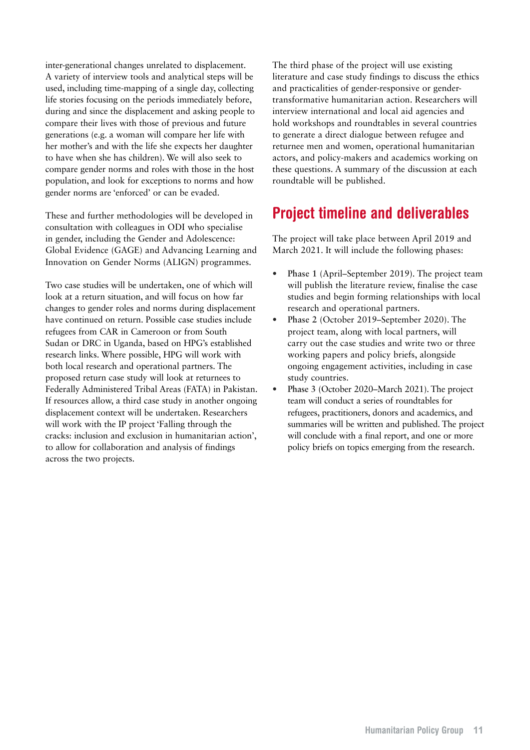inter-generational changes unrelated to displacement. A variety of interview tools and analytical steps will be used, including time-mapping of a single day, collecting life stories focusing on the periods immediately before, during and since the displacement and asking people to compare their lives with those of previous and future generations (e.g. a woman will compare her life with her mother's and with the life she expects her daughter to have when she has children). We will also seek to compare gender norms and roles with those in the host population, and look for exceptions to norms and how gender norms are 'enforced' or can be evaded.

These and further methodologies will be developed in consultation with colleagues in ODI who specialise in gender, including the Gender and Adolescence: Global Evidence (GAGE) and Advancing Learning and Innovation on Gender Norms (ALIGN) programmes.

Two case studies will be undertaken, one of which will look at a return situation, and will focus on how far changes to gender roles and norms during displacement have continued on return. Possible case studies include refugees from CAR in Cameroon or from South Sudan or DRC in Uganda, based on HPG's established research links. Where possible, HPG will work with both local research and operational partners. The proposed return case study will look at returnees to Federally Administered Tribal Areas (FATA) in Pakistan. If resources allow, a third case study in another ongoing displacement context will be undertaken. Researchers will work with the IP project 'Falling through the cracks: inclusion and exclusion in humanitarian action', to allow for collaboration and analysis of findings across the two projects.

The third phase of the project will use existing literature and case study findings to discuss the ethics and practicalities of gender-responsive or gender-transformative humanitarian action. Researchers will interview international and local aid agencies and hold workshops and roundtables in several countries to generate a direct dialogue between refugee and returnee men and women, operational humanitarian actors, and policy-makers and academics working on these questions. A summary of the discussion at each roundtable will be published.

## Project timeline and deliverables

The project will take place between April 2019 and March 2021. It will include the following phases:

- Phase 1 (April–September 2019). The project team will publish the literature review, finalise the case studies and begin forming relationships with local research and operational partners.
- Phase 2 (October 2019–September 2020). The project team, along with local partners, will carry out the case studies and write two or three working papers and policy briefs, alongside ongoing engagement activities, including in case study countries.
- Phase 3 (October 2020–March 2021). The project team will conduct a series of roundtables for refugees, practitioners, donors and academics, and summaries will be written and published. The project will conclude with a final report, and one or more policy briefs on topics emerging from the research.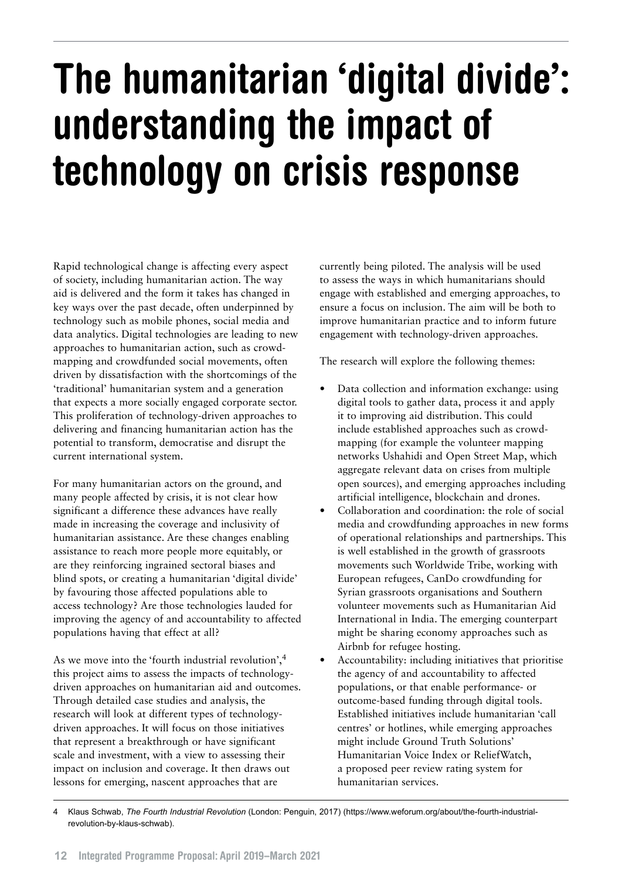# The humanitarian 'digital divide': understanding the impact of technology on crisis response

Rapid technological change is affecting every aspect of society, including humanitarian action. The way aid is delivered and the form it takes has changed in key ways over the past decade, often underpinned by technology such as mobile phones, social media and data analytics. Digital technologies are leading to new approaches to humanitarian action, such as crowd-mapping and crowdfunded social movements, often driven by dissatisfaction with the shortcomings of the 'traditional' humanitarian system and a generation that expects a more socially engaged corporate sector. This proliferation of technology-driven approaches to delivering and financing humanitarian action has the potential to transform, democratise and disrupt the current international system.

For many humanitarian actors on the ground, and many people affected by crisis, it is not clear how significant a difference these advances have really made in increasing the coverage and inclusivity of humanitarian assistance. Are these changes enabling assistance to reach more people more equitably, or are they reinforcing ingrained sectoral biases and blind spots, or creating a humanitarian 'digital divide' by favouring those affected populations able to access technology? Are those technologies lauded for improving the agency of and accountability to affected populations having that effect at all?

As we move into the 'fourth industrial revolution',[4] this project aims to assess the impacts of technology-driven approaches on humanitarian aid and outcomes. Through detailed case studies and analysis, the research will look at different types of technology-driven approaches. It will focus on those initiatives that represent a breakthrough or have significant scale and investment, with a view to assessing their impact on inclusion and coverage. It then draws out lessons for emerging, nascent approaches that are currently being piloted. The analysis will be used to assess the ways in which humanitarians should engage with established and emerging approaches, to ensure a focus on inclusion. The aim will be both to improve humanitarian practice and to inform future engagement with technology-driven approaches.

The research will explore the following themes:

- Data collection and information exchange: using digital tools to gather data, process it and apply it to improving aid distribution. This could include established approaches such as crowd-mapping (for example the volunteer mapping networks Ushahidi and Open Street Map, which aggregate relevant data on crises from multiple open sources), and emerging approaches including artificial intelligence, blockchain and drones.
- Collaboration and coordination: the role of social media and crowdfunding approaches in new forms of operational relationships and partnerships. This is well established in the growth of grassroots movements such Worldwide Tribe, working with European refugees, CanDo crowdfunding for Syrian grassroots organisations and Southern volunteer movements such as Humanitarian Aid International in India. The emerging counterpart might be sharing economy approaches such as Airbnb for refugee hosting.
- Accountability: including initiatives that prioritise the agency of and accountability to affected populations, or that enable performance- or outcome-based funding through digital tools. Established initiatives include humanitarian 'call centres' or hotlines, while emerging approaches might include Ground Truth Solutions' Humanitarian Voice Index or ReliefWatch, a proposed peer review rating system for humanitarian services.

4 Klaus Schwab, *The Fourth Industrial Revolution* (London: Penguin, 2017) (https://www.weforum.org/about/the-fourth-industrial-revolution-by-klaus-schwab).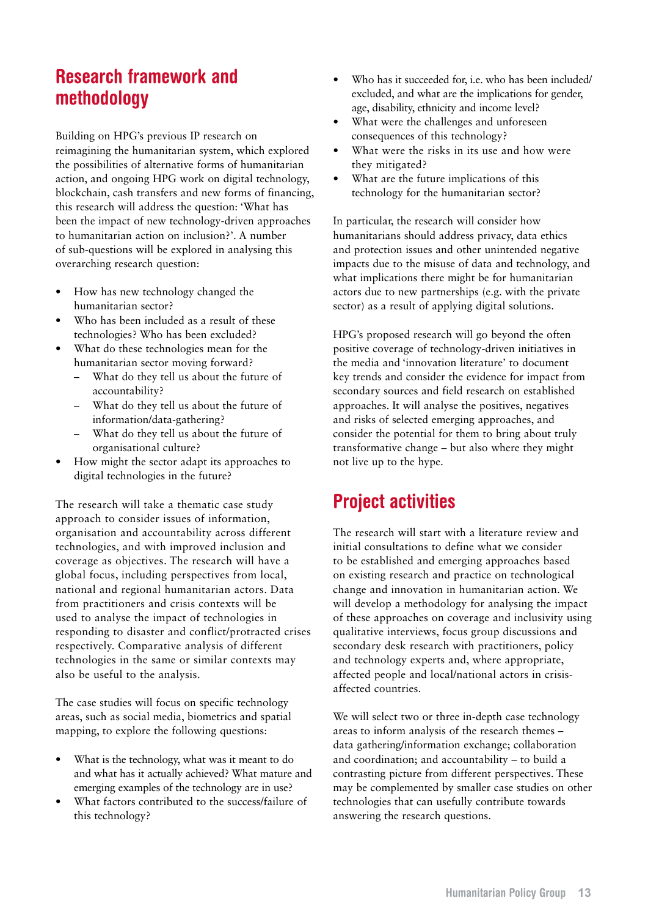## Research framework and methodology

Building on HPG's previous IP research on reimagining the humanitarian system, which explored the possibilities of alternative forms of humanitarian action, and ongoing HPG work on digital technology, blockchain, cash transfers and new forms of financing, this research will address the question: 'What has been the impact of new technology-driven approaches to humanitarian action on inclusion?'. A number of sub-questions will be explored in analysing this overarching research question:

- How has new technology changed the humanitarian sector?
- Who has been included as a result of these technologies? Who has been excluded?
- What do these technologies mean for the humanitarian sector moving forward?
  - What do they tell us about the future of accountability?
  - What do they tell us about the future of information/data-gathering?
  - What do they tell us about the future of organisational culture?
- How might the sector adapt its approaches to digital technologies in the future?

The research will take a thematic case study approach to consider issues of information, organisation and accountability across different technologies, and with improved inclusion and coverage as objectives. The research will have a global focus, including perspectives from local, national and regional humanitarian actors. Data from practitioners and crisis contexts will be used to analyse the impact of technologies in responding to disaster and conflict/protracted crises respectively. Comparative analysis of different technologies in the same or similar contexts may also be useful to the analysis.

The case studies will focus on specific technology areas, such as social media, biometrics and spatial mapping, to explore the following questions:

- What is the technology, what was it meant to do and what has it actually achieved? What mature and emerging examples of the technology are in use?
- What factors contributed to the success/failure of this technology?
- Who has it succeeded for, i.e. who has been included/excluded, and what are the implications for gender, age, disability, ethnicity and income level?
- What were the challenges and unforeseen consequences of this technology?
- What were the risks in its use and how were they mitigated?
- What are the future implications of this technology for the humanitarian sector?

In particular, the research will consider how humanitarians should address privacy, data ethics and protection issues and other unintended negative impacts due to the misuse of data and technology, and what implications there might be for humanitarian actors due to new partnerships (e.g. with the private sector) as a result of applying digital solutions.

HPG's proposed research will go beyond the often positive coverage of technology-driven initiatives in the media and 'innovation literature' to document key trends and consider the evidence for impact from secondary sources and field research on established approaches. It will analyse the positives, negatives and risks of selected emerging approaches, and consider the potential for them to bring about truly transformative change – but also where they might not live up to the hype.

## Project activities

The research will start with a literature review and initial consultations to define what we consider to be established and emerging approaches based on existing research and practice on technological change and innovation in humanitarian action. We will develop a methodology for analysing the impact of these approaches on coverage and inclusivity using qualitative interviews, focus group discussions and secondary desk research with practitioners, policy and technology experts and, where appropriate, affected people and local/national actors in crisis-affected countries.

We will select two or three in-depth case technology areas to inform analysis of the research themes – data gathering/information exchange; collaboration and coordination; and accountability – to build a contrasting picture from different perspectives. These may be complemented by smaller case studies on other technologies that can usefully contribute towards answering the research questions.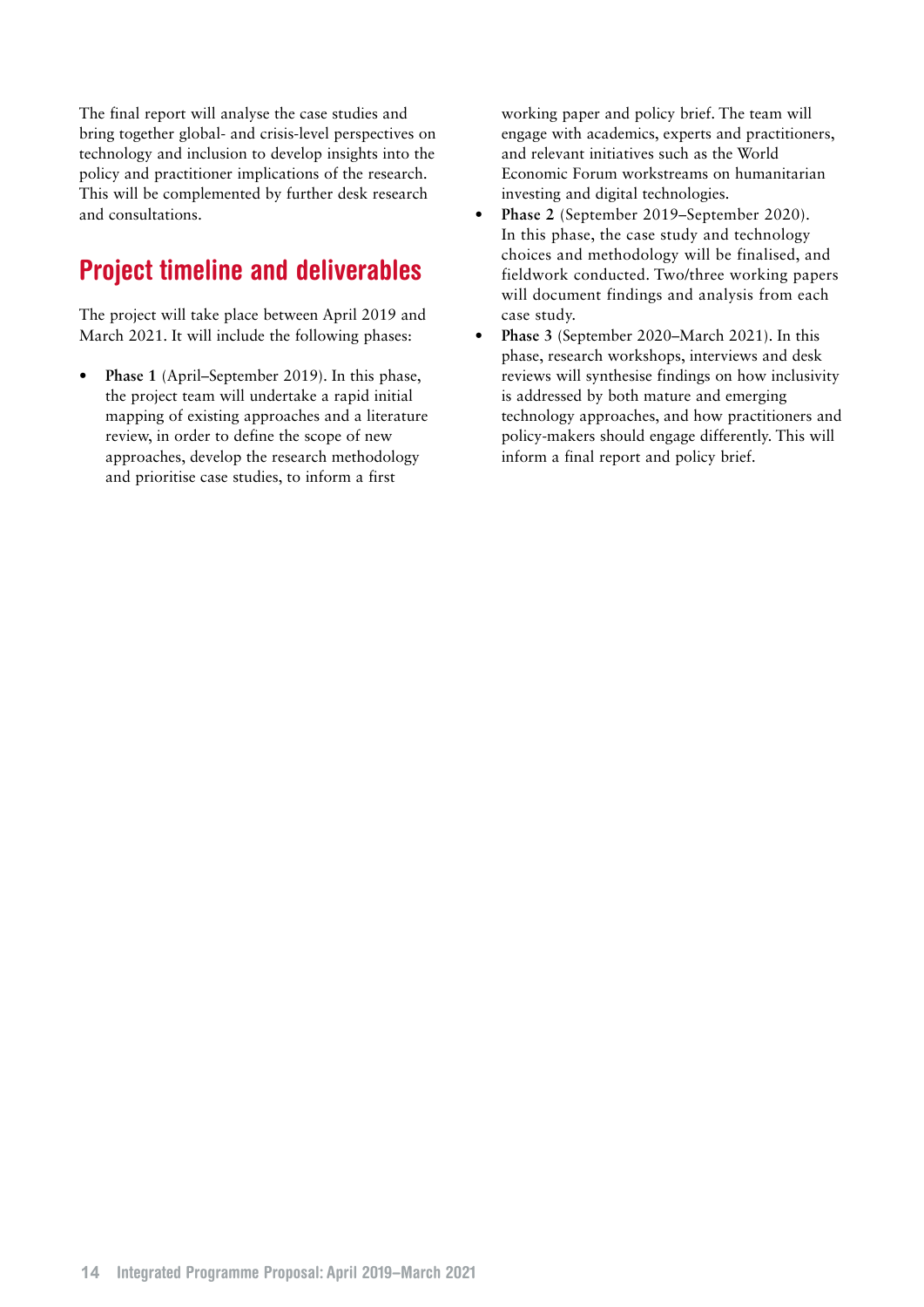The final report will analyse the case studies and bring together global- and crisis-level perspectives on technology and inclusion to develop insights into the policy and practitioner implications of the research. This will be complemented by further desk research and consultations.

## Project timeline and deliverables

The project will take place between April 2019 and March 2021. It will include the following phases:

- **Phase 1** (April–September 2019). In this phase, the project team will undertake a rapid initial mapping of existing approaches and a literature review, in order to define the scope of new approaches, develop the research methodology and prioritise case studies, to inform a first working paper and policy brief. The team will engage with academics, experts and practitioners, and relevant initiatives such as the World Economic Forum workstreams on humanitarian investing and digital technologies.
- **Phase 2** (September 2019–September 2020). In this phase, the case study and technology choices and methodology will be finalised, and fieldwork conducted. Two/three working papers will document findings and analysis from each case study.
- **Phase 3** (September 2020–March 2021). In this phase, research workshops, interviews and desk reviews will synthesise findings on how inclusivity is addressed by both mature and emerging technology approaches, and how practitioners and policy-makers should engage differently. This will inform a final report and policy brief.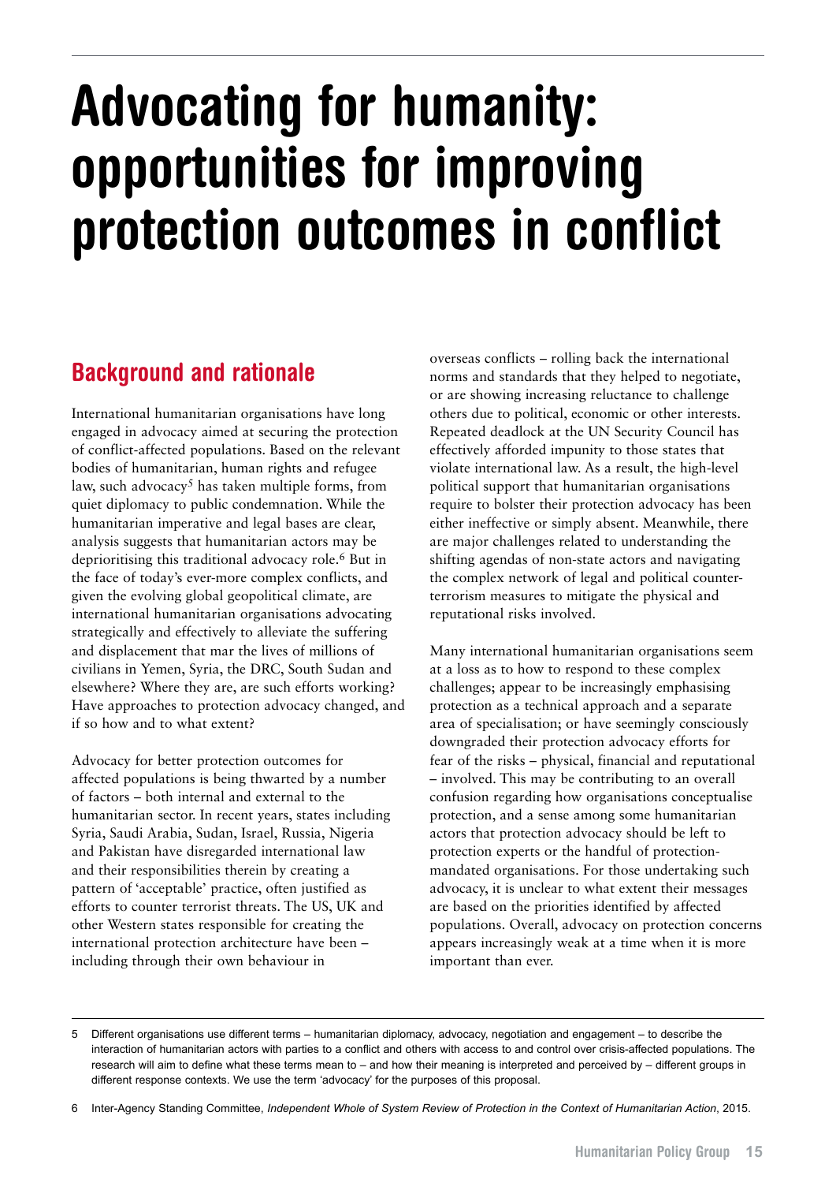# Advocating for humanity: opportunities for improving protection outcomes in conflict

## Background and rationale

International humanitarian organisations have long engaged in advocacy aimed at securing the protection of conflict-affected populations. Based on the relevant bodies of humanitarian, human rights and refugee law, such advocacy[5] has taken multiple forms, from quiet diplomacy to public condemnation. While the humanitarian imperative and legal bases are clear, analysis suggests that humanitarian actors may be deprioritising this traditional advocacy role.[6] But in the face of today's ever-more complex conflicts, and given the evolving global geopolitical climate, are international humanitarian organisations advocating strategically and effectively to alleviate the suffering and displacement that mar the lives of millions of civilians in Yemen, Syria, the DRC, South Sudan and elsewhere? Where they are, are such efforts working? Have approaches to protection advocacy changed, and if so how and to what extent?

Advocacy for better protection outcomes for affected populations is being thwarted by a number of factors – both internal and external to the humanitarian sector. In recent years, states including Syria, Saudi Arabia, Sudan, Israel, Russia, Nigeria and Pakistan have disregarded international law and their responsibilities therein by creating a pattern of 'acceptable' practice, often justified as efforts to counter terrorist threats. The US, UK and other Western states responsible for creating the international protection architecture have been – including through their own behaviour in overseas conflicts – rolling back the international norms and standards that they helped to negotiate, or are showing increasing reluctance to challenge others due to political, economic or other interests. Repeated deadlock at the UN Security Council has effectively afforded impunity to those states that violate international law. As a result, the high-level political support that humanitarian organisations require to bolster their protection advocacy has been either ineffective or simply absent. Meanwhile, there are major challenges related to understanding the shifting agendas of non-state actors and navigating the complex network of legal and political counter-terrorism measures to mitigate the physical and reputational risks involved.

Many international humanitarian organisations seem at a loss as to how to respond to these complex challenges; appear to be increasingly emphasising protection as a technical approach and a separate area of specialisation; or have seemingly consciously downgraded their protection advocacy efforts for fear of the risks – physical, financial and reputational – involved. This may be contributing to an overall confusion regarding how organisations conceptualise protection, and a sense among some humanitarian actors that protection advocacy should be left to protection experts or the handful of protection-mandated organisations. For those undertaking such advocacy, it is unclear to what extent their messages are based on the priorities identified by affected populations. Overall, advocacy on protection concerns appears increasingly weak at a time when it is more important than ever.

5 Different organisations use different terms – humanitarian diplomacy, advocacy, negotiation and engagement – to describe the interaction of humanitarian actors with parties to a conflict and others with access to and control over crisis-affected populations. The research will aim to define what these terms mean to – and how their meaning is interpreted and perceived by – different groups in different response contexts. We use the term 'advocacy' for the purposes of this proposal.

6 Inter-Agency Standing Committee, *Independent Whole of System Review of Protection in the Context of Humanitarian Action*, 2015.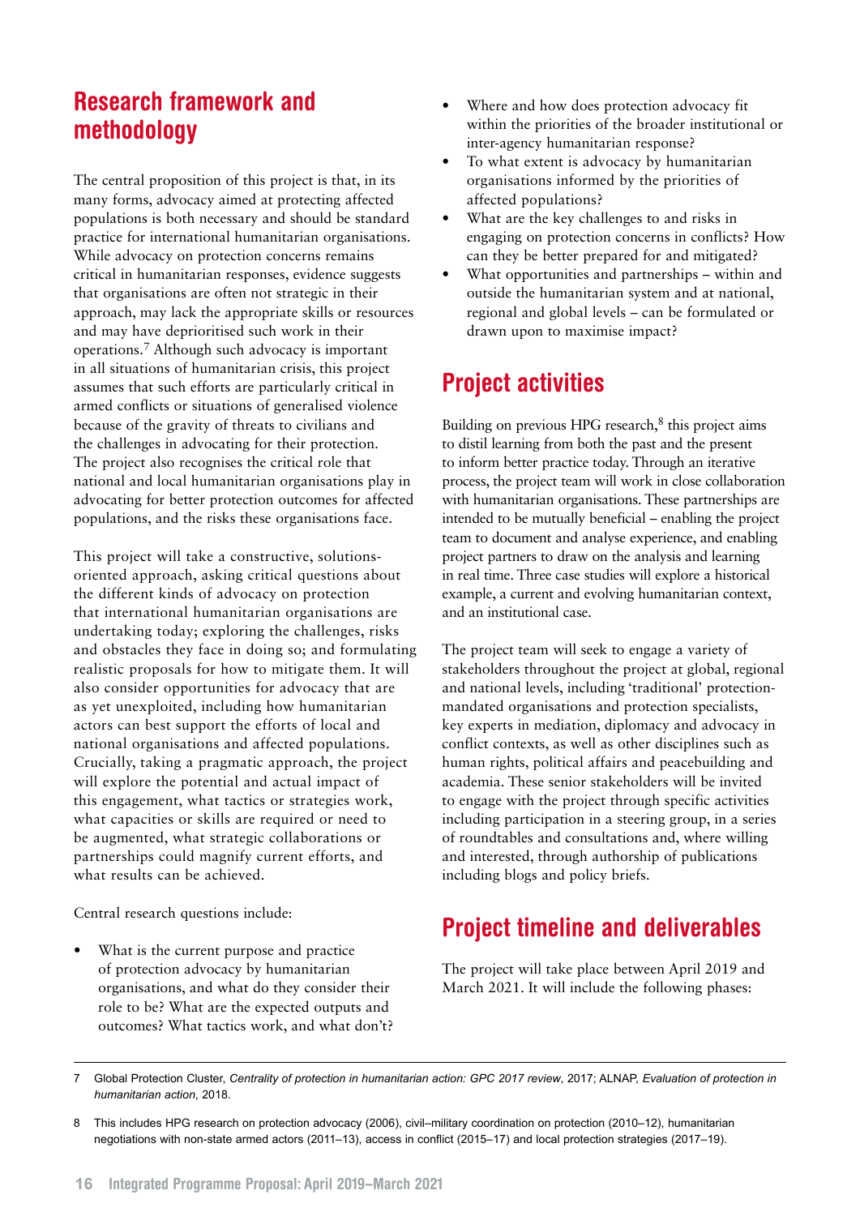## Research framework and methodology

The central proposition of this project is that, in its many forms, advocacy aimed at protecting affected populations is both necessary and should be standard practice for international humanitarian organisations. While advocacy on protection concerns remains critical in humanitarian responses, evidence suggests that organisations are often not strategic in their approach, may lack the appropriate skills or resources and may have deprioritised such work in their operations.[7] Although such advocacy is important in all situations of humanitarian crisis, this project assumes that such efforts are particularly critical in armed conflicts or situations of generalised violence because of the gravity of threats to civilians and the challenges in advocating for their protection. The project also recognises the critical role that national and local humanitarian organisations play in advocating for better protection outcomes for affected populations, and the risks these organisations face.

This project will take a constructive, solutions-oriented approach, asking critical questions about the different kinds of advocacy on protection that international humanitarian organisations are undertaking today; exploring the challenges, risks and obstacles they face in doing so; and formulating realistic proposals for how to mitigate them. It will also consider opportunities for advocacy that are as yet unexploited, including how humanitarian actors can best support the efforts of local and national organisations and affected populations. Crucially, taking a pragmatic approach, the project will explore the potential and actual impact of this engagement, what tactics or strategies work, what capacities or skills are required or need to be augmented, what strategic collaborations or partnerships could magnify current efforts, and what results can be achieved.

Central research questions include:

- What is the current purpose and practice of protection advocacy by humanitarian organisations, and what do they consider their role to be? What are the expected outputs and outcomes? What tactics work, and what don't?
- Where and how does protection advocacy fit within the priorities of the broader institutional or inter-agency humanitarian response?
- To what extent is advocacy by humanitarian organisations informed by the priorities of affected populations?
- What are the key challenges to and risks in engaging on protection concerns in conflicts? How can they be better prepared for and mitigated?
- What opportunities and partnerships – within and outside the humanitarian system and at national, regional and global levels – can be formulated or drawn upon to maximise impact?

## Project activities

Building on previous HPG research,[8] this project aims to distil learning from both the past and the present to inform better practice today. Through an iterative process, the project team will work in close collaboration with humanitarian organisations. These partnerships are intended to be mutually beneficial – enabling the project team to document and analyse experience, and enabling project partners to draw on the analysis and learning in real time. Three case studies will explore a historical example, a current and evolving humanitarian context, and an institutional case.

The project team will seek to engage a variety of stakeholders throughout the project at global, regional and national levels, including 'traditional' protection-mandated organisations and protection specialists, key experts in mediation, diplomacy and advocacy in conflict contexts, as well as other disciplines such as human rights, political affairs and peacebuilding and academia. These senior stakeholders will be invited to engage with the project through specific activities including participation in a steering group, in a series of roundtables and consultations and, where willing and interested, through authorship of publications including blogs and policy briefs.

## Project timeline and deliverables

The project will take place between April 2019 and March 2021. It will include the following phases:

---

7 Global Protection Cluster, *Centrality of protection in humanitarian action: GPC 2017 review*, 2017; ALNAP, *Evaluation of protection in humanitarian action*, 2018.

8 This includes HPG research on protection advocacy (2006), civil–military coordination on protection (2010–12), humanitarian negotiations with non-state armed actors (2011–13), access in conflict (2015–17) and local protection strategies (2017–19).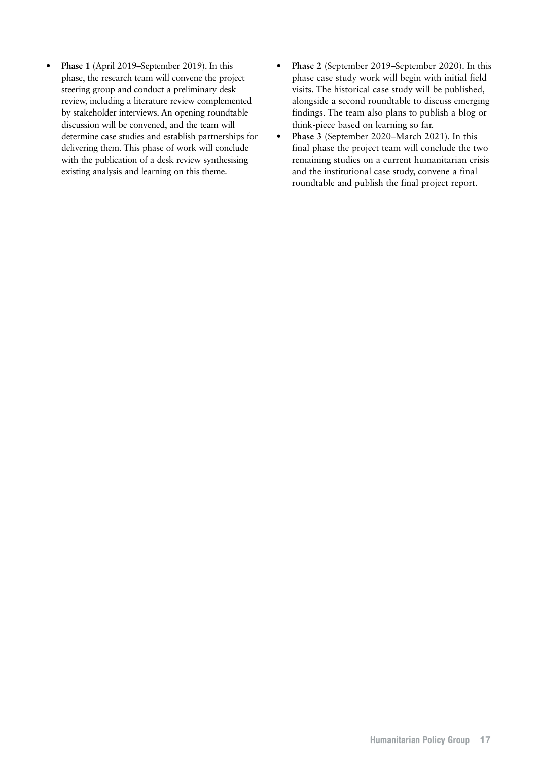- **Phase 1** (April 2019–September 2019). In this phase, the research team will convene the project steering group and conduct a preliminary desk review, including a literature review complemented by stakeholder interviews. An opening roundtable discussion will be convened, and the team will determine case studies and establish partnerships for delivering them. This phase of work will conclude with the publication of a desk review synthesising existing analysis and learning on this theme.
- **Phase 2** (September 2019–September 2020). In this phase case study work will begin with initial field visits. The historical case study will be published, alongside a second roundtable to discuss emerging findings. The team also plans to publish a blog or think-piece based on learning so far.
- **Phase 3** (September 2020–March 2021). In this final phase the project team will conclude the two remaining studies on a current humanitarian crisis and the institutional case study, convene a final roundtable and publish the final project report.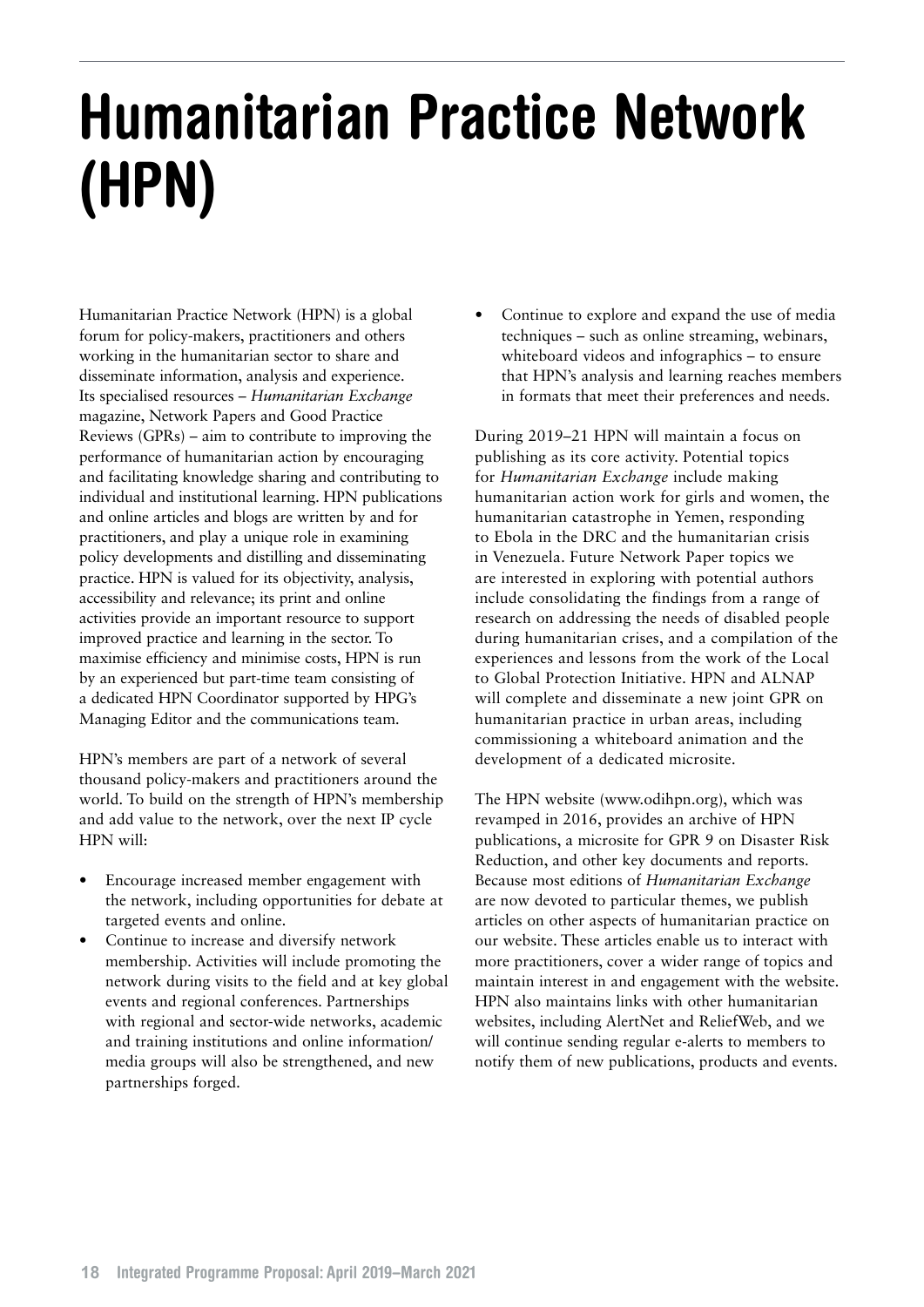# Humanitarian Practice Network (HPN)

Humanitarian Practice Network (HPN) is a global forum for policy-makers, practitioners and others working in the humanitarian sector to share and disseminate information, analysis and experience. Its specialised resources – *Humanitarian Exchange* magazine, Network Papers and Good Practice Reviews (GPRs) – aim to contribute to improving the performance of humanitarian action by encouraging and facilitating knowledge sharing and contributing to individual and institutional learning. HPN publications and online articles and blogs are written by and for practitioners, and play a unique role in examining policy developments and distilling and disseminating practice. HPN is valued for its objectivity, analysis, accessibility and relevance; its print and online activities provide an important resource to support improved practice and learning in the sector. To maximise efficiency and minimise costs, HPN is run by an experienced but part-time team consisting of a dedicated HPN Coordinator supported by HPG's Managing Editor and the communications team.

HPN's members are part of a network of several thousand policy-makers and practitioners around the world. To build on the strength of HPN's membership and add value to the network, over the next IP cycle HPN will:

- Encourage increased member engagement with the network, including opportunities for debate at targeted events and online.
- Continue to increase and diversify network membership. Activities will include promoting the network during visits to the field and at key global events and regional conferences. Partnerships with regional and sector-wide networks, academic and training institutions and online information/media groups will also be strengthened, and new partnerships forged.
- Continue to explore and expand the use of media techniques – such as online streaming, webinars, whiteboard videos and infographics – to ensure that HPN's analysis and learning reaches members in formats that meet their preferences and needs.

During 2019–21 HPN will maintain a focus on publishing as its core activity. Potential topics for *Humanitarian Exchange* include making humanitarian action work for girls and women, the humanitarian catastrophe in Yemen, responding to Ebola in the DRC and the humanitarian crisis in Venezuela. Future Network Paper topics we are interested in exploring with potential authors include consolidating the findings from a range of research on addressing the needs of disabled people during humanitarian crises, and a compilation of the experiences and lessons from the work of the Local to Global Protection Initiative. HPN and ALNAP will complete and disseminate a new joint GPR on humanitarian practice in urban areas, including commissioning a whiteboard animation and the development of a dedicated microsite.

The HPN website (www.odihpn.org), which was revamped in 2016, provides an archive of HPN publications, a microsite for GPR 9 on Disaster Risk Reduction, and other key documents and reports. Because most editions of *Humanitarian Exchange* are now devoted to particular themes, we publish articles on other aspects of humanitarian practice on our website. These articles enable us to interact with more practitioners, cover a wider range of topics and maintain interest in and engagement with the website. HPN also maintains links with other humanitarian websites, including AlertNet and ReliefWeb, and we will continue sending regular e-alerts to members to notify them of new publications, products and events.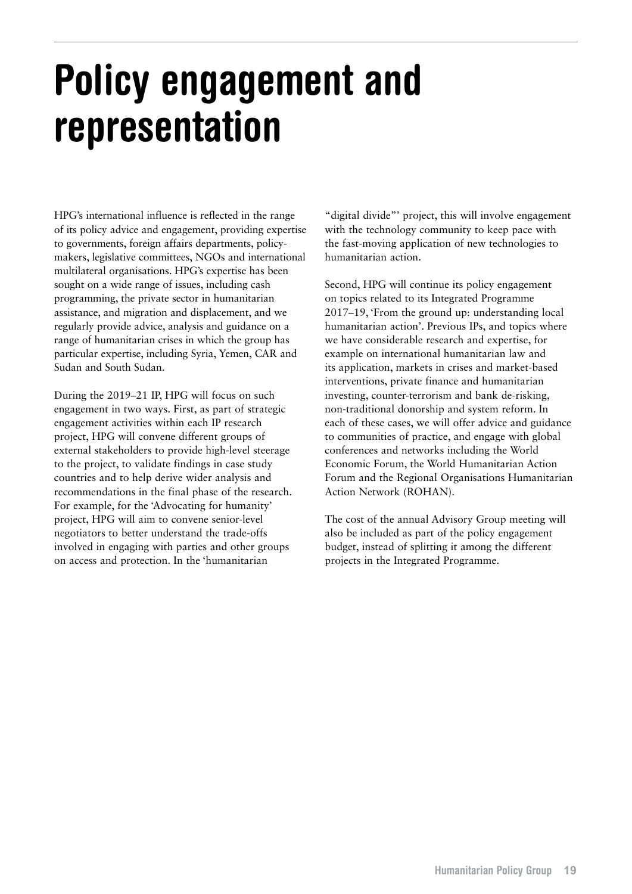# Policy engagement and representation

HPG's international influence is reflected in the range of its policy advice and engagement, providing expertise to governments, foreign affairs departments, policy-makers, legislative committees, NGOs and international multilateral organisations. HPG's expertise has been sought on a wide range of issues, including cash programming, the private sector in humanitarian assistance, and migration and displacement, and we regularly provide advice, analysis and guidance on a range of humanitarian crises in which the group has particular expertise, including Syria, Yemen, CAR and Sudan and South Sudan.

During the 2019–21 IP, HPG will focus on such engagement in two ways. First, as part of strategic engagement activities within each IP research project, HPG will convene different groups of external stakeholders to provide high-level steerage to the project, to validate findings in case study countries and to help derive wider analysis and recommendations in the final phase of the research. For example, for the 'Advocating for humanity' project, HPG will aim to convene senior-level negotiators to better understand the trade-offs involved in engaging with parties and other groups on access and protection. In the 'humanitarian "digital divide"' project, this will involve engagement with the technology community to keep pace with the fast-moving application of new technologies to humanitarian action.

Second, HPG will continue its policy engagement on topics related to its Integrated Programme 2017–19, 'From the ground up: understanding local humanitarian action'. Previous IPs, and topics where we have considerable research and expertise, for example on international humanitarian law and its application, markets in crises and market-based interventions, private finance and humanitarian investing, counter-terrorism and bank de-risking, non-traditional donorship and system reform. In each of these cases, we will offer advice and guidance to communities of practice, and engage with global conferences and networks including the World Economic Forum, the World Humanitarian Action Forum and the Regional Organisations Humanitarian Action Network (ROHAN).

The cost of the annual Advisory Group meeting will also be included as part of the policy engagement budget, instead of splitting it among the different projects in the Integrated Programme.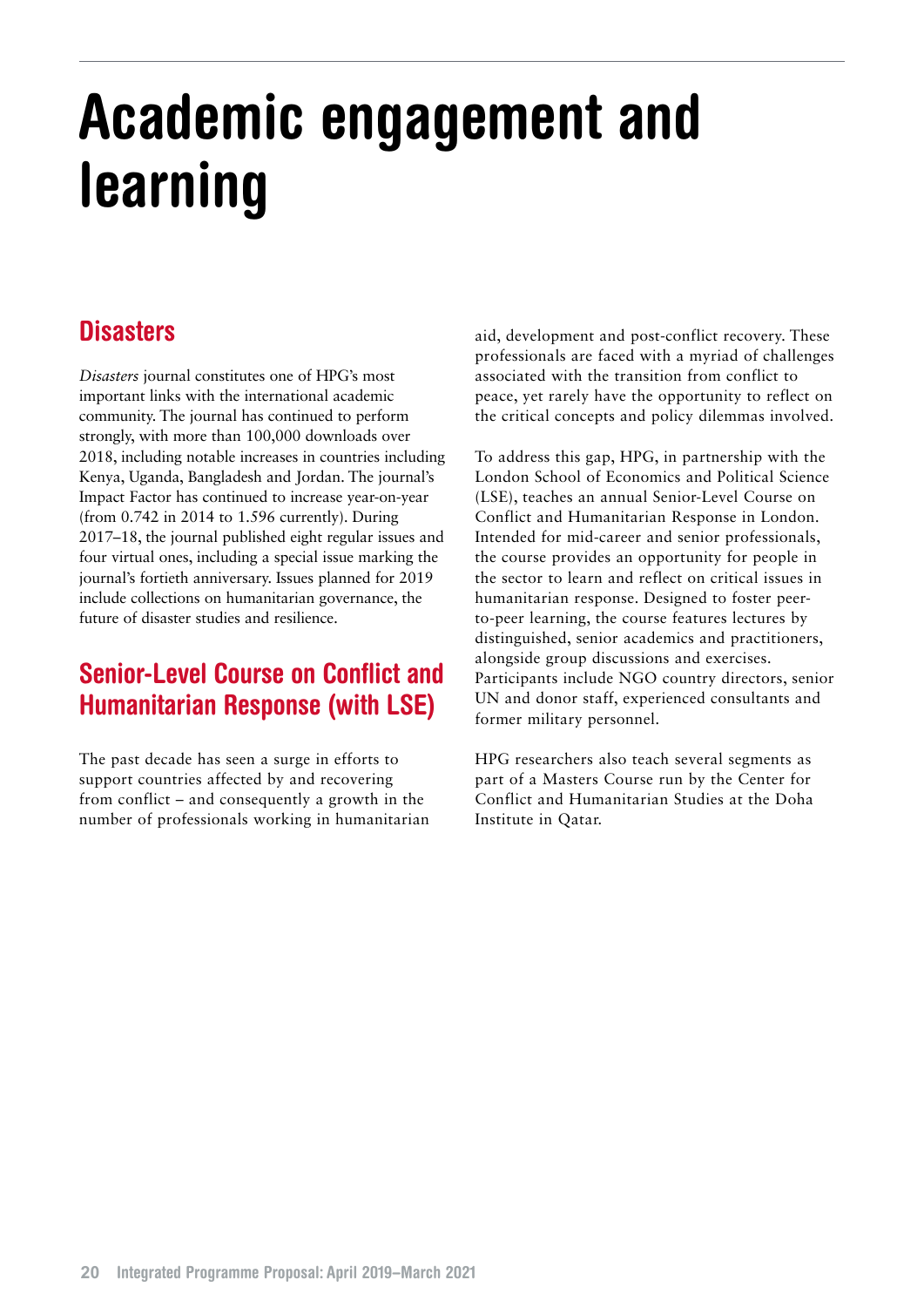# Academic engagement and learning

## Disasters

*Disasters* journal constitutes one of HPG's most important links with the international academic community. The journal has continued to perform strongly, with more than 100,000 downloads over 2018, including notable increases in countries including Kenya, Uganda, Bangladesh and Jordan. The journal's Impact Factor has continued to increase year-on-year (from 0.742 in 2014 to 1.596 currently). During 2017–18, the journal published eight regular issues and four virtual ones, including a special issue marking the journal's fortieth anniversary. Issues planned for 2019 include collections on humanitarian governance, the future of disaster studies and resilience.

## Senior-Level Course on Conflict and Humanitarian Response (with LSE)

The past decade has seen a surge in efforts to support countries affected by and recovering from conflict – and consequently a growth in the number of professionals working in humanitarian aid, development and post-conflict recovery. These professionals are faced with a myriad of challenges associated with the transition from conflict to peace, yet rarely have the opportunity to reflect on the critical concepts and policy dilemmas involved.

To address this gap, HPG, in partnership with the London School of Economics and Political Science (LSE), teaches an annual Senior-Level Course on Conflict and Humanitarian Response in London. Intended for mid-career and senior professionals, the course provides an opportunity for people in the sector to learn and reflect on critical issues in humanitarian response. Designed to foster peer-to-peer learning, the course features lectures by distinguished, senior academics and practitioners, alongside group discussions and exercises. Participants include NGO country directors, senior UN and donor staff, experienced consultants and former military personnel.

HPG researchers also teach several segments as part of a Masters Course run by the Center for Conflict and Humanitarian Studies at the Doha Institute in Qatar.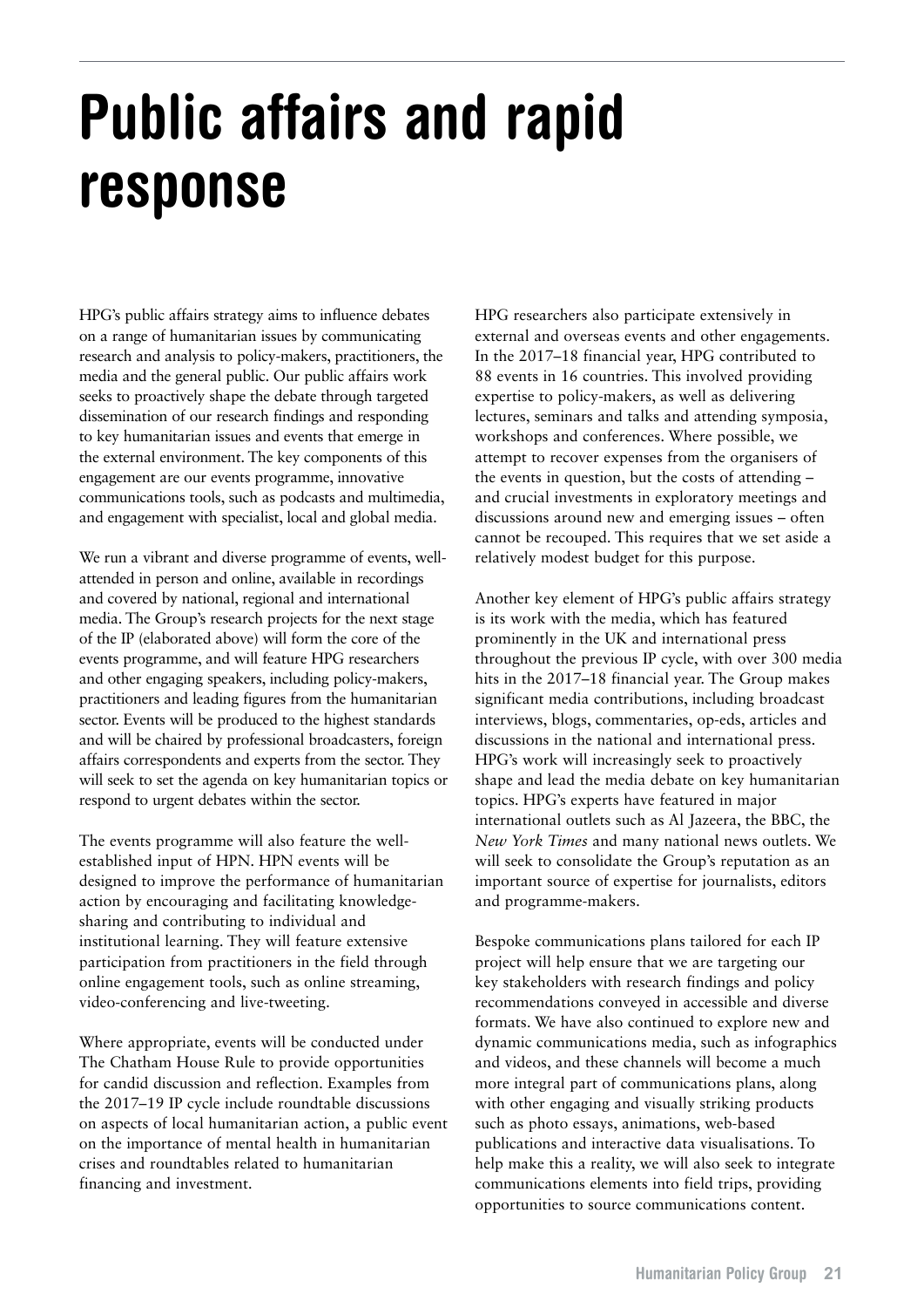# Public affairs and rapid response

HPG's public affairs strategy aims to influence debates on a range of humanitarian issues by communicating research and analysis to policy-makers, practitioners, the media and the general public. Our public affairs work seeks to proactively shape the debate through targeted dissemination of our research findings and responding to key humanitarian issues and events that emerge in the external environment. The key components of this engagement are our events programme, innovative communications tools, such as podcasts and multimedia, and engagement with specialist, local and global media.

We run a vibrant and diverse programme of events, well-attended in person and online, available in recordings and covered by national, regional and international media. The Group's research projects for the next stage of the IP (elaborated above) will form the core of the events programme, and will feature HPG researchers and other engaging speakers, including policy-makers, practitioners and leading figures from the humanitarian sector. Events will be produced to the highest standards and will be chaired by professional broadcasters, foreign affairs correspondents and experts from the sector. They will seek to set the agenda on key humanitarian topics or respond to urgent debates within the sector.

The events programme will also feature the well-established input of HPN. HPN events will be designed to improve the performance of humanitarian action by encouraging and facilitating knowledge-sharing and contributing to individual and institutional learning. They will feature extensive participation from practitioners in the field through online engagement tools, such as online streaming, video-conferencing and live-tweeting.

Where appropriate, events will be conducted under The Chatham House Rule to provide opportunities for candid discussion and reflection. Examples from the 2017–19 IP cycle include roundtable discussions on aspects of local humanitarian action, a public event on the importance of mental health in humanitarian crises and roundtables related to humanitarian financing and investment.

HPG researchers also participate extensively in external and overseas events and other engagements. In the 2017–18 financial year, HPG contributed to 88 events in 16 countries. This involved providing expertise to policy-makers, as well as delivering lectures, seminars and talks and attending symposia, workshops and conferences. Where possible, we attempt to recover expenses from the organisers of the events in question, but the costs of attending – and crucial investments in exploratory meetings and discussions around new and emerging issues – often cannot be recouped. This requires that we set aside a relatively modest budget for this purpose.

Another key element of HPG's public affairs strategy is its work with the media, which has featured prominently in the UK and international press throughout the previous IP cycle, with over 300 media hits in the 2017–18 financial year. The Group makes significant media contributions, including broadcast interviews, blogs, commentaries, op-eds, articles and discussions in the national and international press. HPG's work will increasingly seek to proactively shape and lead the media debate on key humanitarian topics. HPG's experts have featured in major international outlets such as Al Jazeera, the BBC, the *New York Times* and many national news outlets. We will seek to consolidate the Group's reputation as an important source of expertise for journalists, editors and programme-makers.

Bespoke communications plans tailored for each IP project will help ensure that we are targeting our key stakeholders with research findings and policy recommendations conveyed in accessible and diverse formats. We have also continued to explore new and dynamic communications media, such as infographics and videos, and these channels will become a much more integral part of communications plans, along with other engaging and visually striking products such as photo essays, animations, web-based publications and interactive data visualisations. To help make this a reality, we will also seek to integrate communications elements into field trips, providing opportunities to source communications content.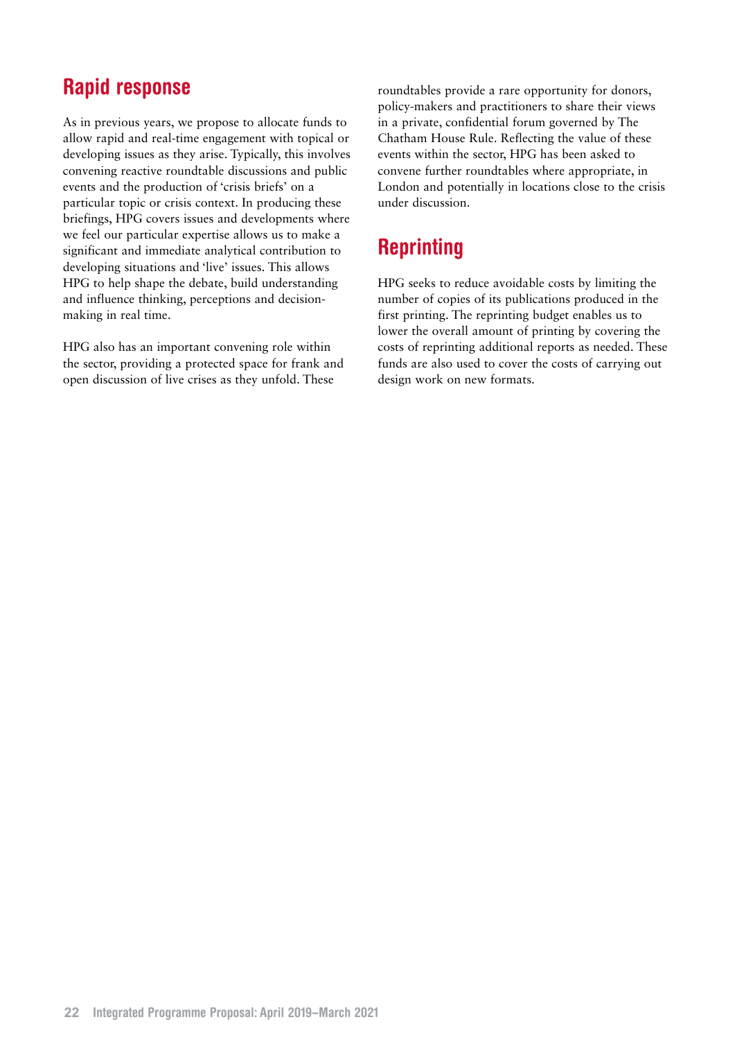## Rapid response

As in previous years, we propose to allocate funds to allow rapid and real-time engagement with topical or developing issues as they arise. Typically, this involves convening reactive roundtable discussions and public events and the production of 'crisis briefs' on a particular topic or crisis context. In producing these briefings, HPG covers issues and developments where we feel our particular expertise allows us to make a significant and immediate analytical contribution to developing situations and 'live' issues. This allows HPG to help shape the debate, build understanding and influence thinking, perceptions and decision-making in real time.

HPG also has an important convening role within the sector, providing a protected space for frank and open discussion of live crises as they unfold. These roundtables provide a rare opportunity for donors, policy-makers and practitioners to share their views in a private, confidential forum governed by The Chatham House Rule. Reflecting the value of these events within the sector, HPG has been asked to convene further roundtables where appropriate, in London and potentially in locations close to the crisis under discussion.

## Reprinting

HPG seeks to reduce avoidable costs by limiting the number of copies of its publications produced in the first printing. The reprinting budget enables us to lower the overall amount of printing by covering the costs of reprinting additional reports as needed. These funds are also used to cover the costs of carrying out design work on new formats.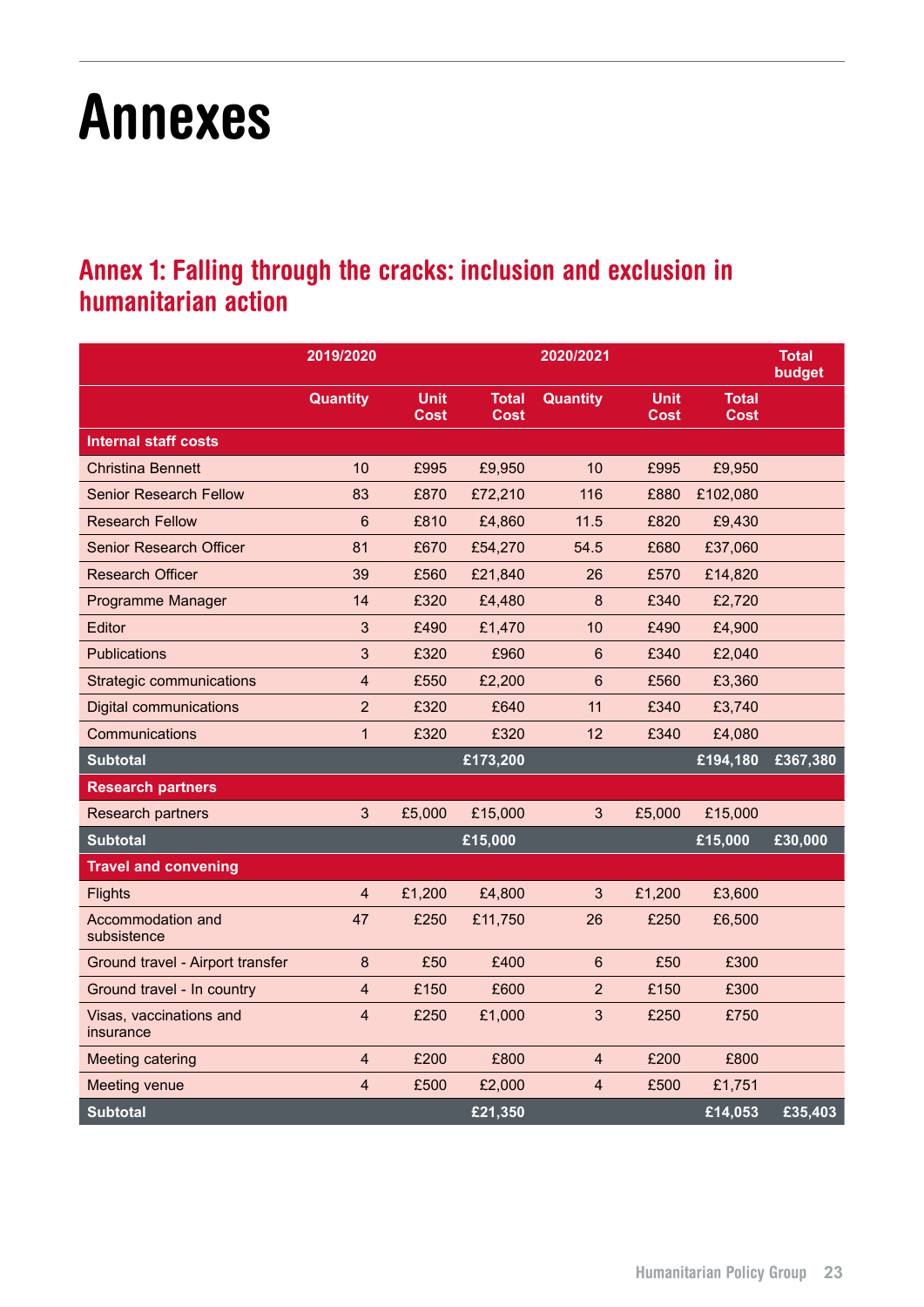# Annexes

## Annex 1: Falling through the cracks: inclusion and exclusion in humanitarian action

| | 2019/2020 | | | 2020/2021 | | | Total budget |
|---|---|---|---|---|---|---|---|
| | Quantity | Unit Cost | Total Cost | Quantity | Unit Cost | Total Cost | |
| **Internal staff costs** | | | | | | | |
| Christina Bennett | 10 | £995 | £9,950 | 10 | £995 | £9,950 | |
| Senior Research Fellow | 83 | £870 | £72,210 | 116 | £880 | £102,080 | |
| Research Fellow | 6 | £810 | £4,860 | 11.5 | £820 | £9,430 | |
| Senior Research Officer | 81 | £670 | £54,270 | 54.5 | £680 | £37,060 | |
| Research Officer | 39 | £560 | £21,840 | 26 | £570 | £14,820 | |
| Programme Manager | 14 | £320 | £4,480 | 8 | £340 | £2,720 | |
| Editor | 3 | £490 | £1,470 | 10 | £490 | £4,900 | |
| Publications | 3 | £320 | £960 | 6 | £340 | £2,040 | |
| Strategic communications | 4 | £550 | £2,200 | 6 | £560 | £3,360 | |
| Digital communications | 2 | £320 | £640 | 11 | £340 | £3,740 | |
| Communications | 1 | £320 | £320 | 12 | £340 | £4,080 | |
| **Subtotal** | | | **£173,200** | | | **£194,180** | **£367,380** |
| **Research partners** | | | | | | | |
| Research partners | 3 | £5,000 | £15,000 | 3 | £5,000 | £15,000 | |
| **Subtotal** | | | **£15,000** | | | **£15,000** | **£30,000** |
| **Travel and convening** | | | | | | | |
| Flights | 4 | £1,200 | £4,800 | 3 | £1,200 | £3,600 | |
| Accommodation and subsistence | 47 | £250 | £11,750 | 26 | £250 | £6,500 | |
| Ground travel - Airport transfer | 8 | £50 | £400 | 6 | £50 | £300 | |
| Ground travel - In country | 4 | £150 | £600 | 2 | £150 | £300 | |
| Visas, vaccinations and insurance | 4 | £250 | £1,000 | 3 | £250 | £750 | |
| Meeting catering | 4 | £200 | £800 | 4 | £200 | £800 | |
| Meeting venue | 4 | £500 | £2,000 | 4 | £500 | £1,751 | |
| **Subtotal** | | | **£21,350** | | | **£14,053** | **£35,403** |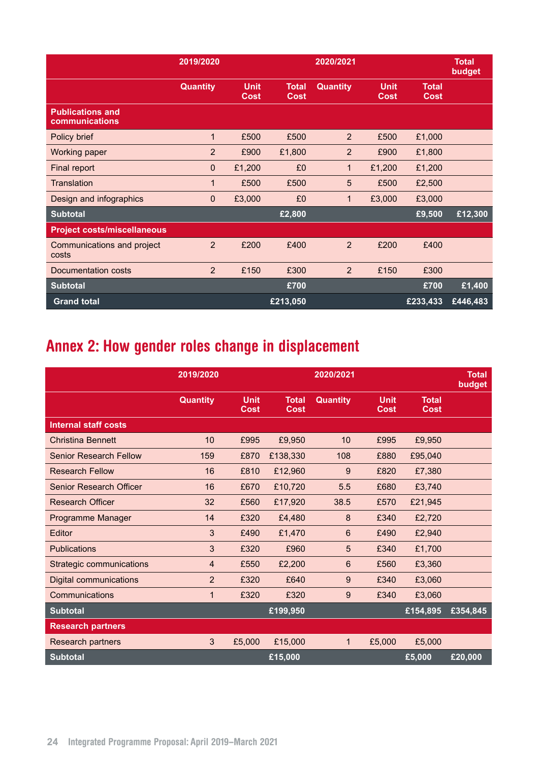| | 2019/2020 | | | 2020/2021 | | | Total budget |
|---|---|---|---|---|---|---|---|
| | Quantity | Unit Cost | Total Cost | Quantity | Unit Cost | Total Cost | |
| **Publications and communications** | | | | | | | |
| Policy brief | 1 | £500 | £500 | 2 | £500 | £1,000 | |
| Working paper | 2 | £900 | £1,800 | 2 | £900 | £1,800 | |
| Final report | 0 | £1,200 | £0 | 1 | £1,200 | £1,200 | |
| Translation | 1 | £500 | £500 | 5 | £500 | £2,500 | |
| Design and infographics | 0 | £3,000 | £0 | 1 | £3,000 | £3,000 | |
| **Subtotal** | | | **£2,800** | | | **£9,500** | **£12,300** |
| **Project costs/miscellaneous** | | | | | | | |
| Communications and project costs | 2 | £200 | £400 | 2 | £200 | £400 | |
| Documentation costs | 2 | £150 | £300 | 2 | £150 | £300 | |
| **Subtotal** | | | **£700** | | | **£700** | **£1,400** |
| **Grand total** | | | **£213,050** | | | **£233,433** | **£446,483** |

## Annex 2: How gender roles change in displacement

| | 2019/2020 | | | 2020/2021 | | | Total budget |
|---|---|---|---|---|---|---|---|
| | Quantity | Unit Cost | Total Cost | Quantity | Unit Cost | Total Cost | |
| **Internal staff costs** | | | | | | | |
| Christina Bennett | 10 | £995 | £9,950 | 10 | £995 | £9,950 | |
| Senior Research Fellow | 159 | £870 | £138,330 | 108 | £880 | £95,040 | |
| Research Fellow | 16 | £810 | £12,960 | 9 | £820 | £7,380 | |
| Senior Research Officer | 16 | £670 | £10,720 | 5.5 | £680 | £3,740 | |
| Research Officer | 32 | £560 | £17,920 | 38.5 | £570 | £21,945 | |
| Programme Manager | 14 | £320 | £4,480 | 8 | £340 | £2,720 | |
| Editor | 3 | £490 | £1,470 | 6 | £490 | £2,940 | |
| Publications | 3 | £320 | £960 | 5 | £340 | £1,700 | |
| Strategic communications | 4 | £550 | £2,200 | 6 | £560 | £3,360 | |
| Digital communications | 2 | £320 | £640 | 9 | £340 | £3,060 | |
| Communications | 1 | £320 | £320 | 9 | £340 | £3,060 | |
| **Subtotal** | | | **£199,950** | | | **£154,895** | **£354,845** |
| **Research partners** | | | | | | | |
| Research partners | 3 | £5,000 | £15,000 | 1 | £5,000 | £5,000 | |
| **Subtotal** | | | **£15,000** | | | **£5,000** | **£20,000** |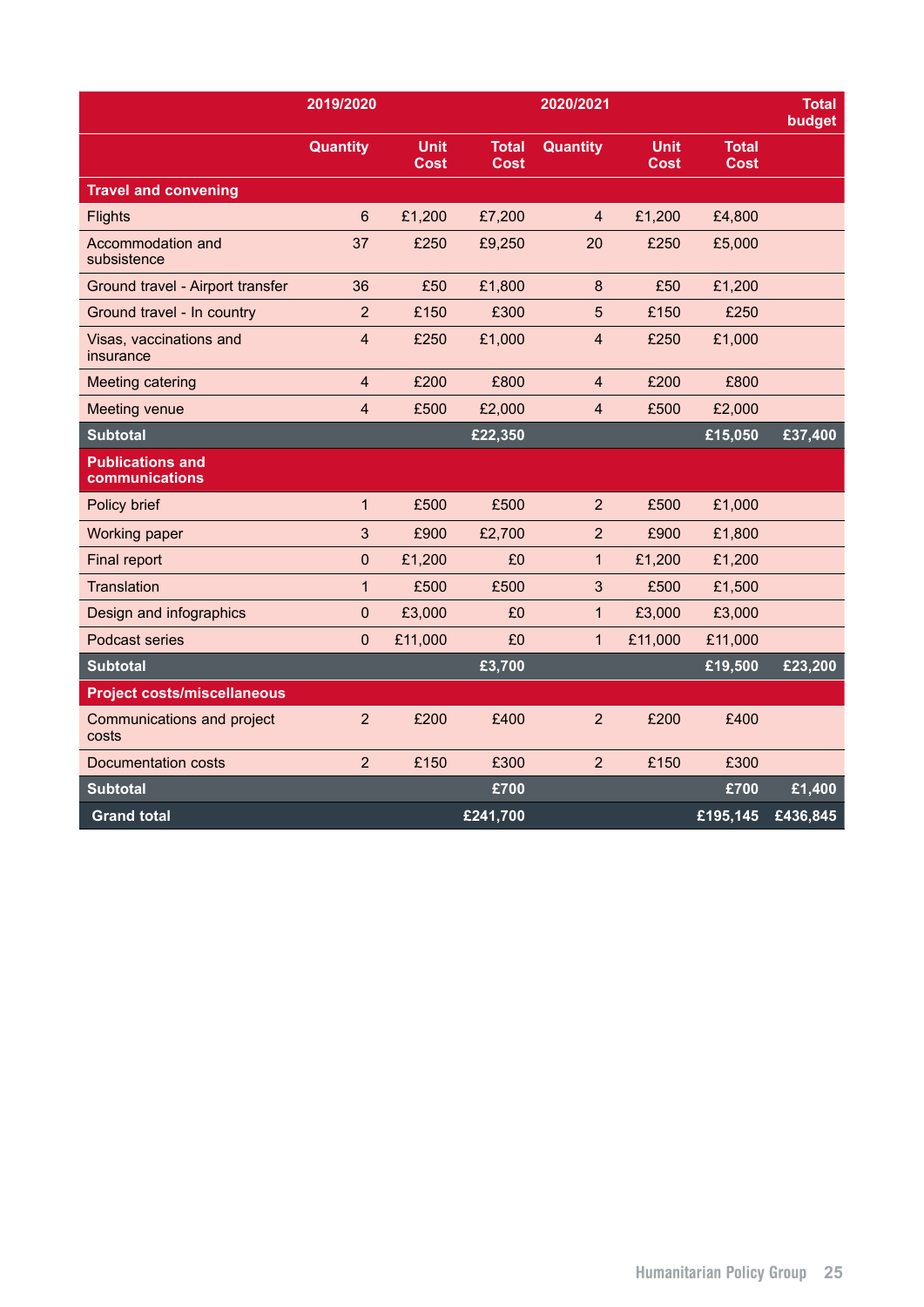| | 2019/2020 | | | 2020/2021 | | | Total budget |
|---|---|---|---|---|---|---|---|
| | Quantity | Unit Cost | Total Cost | Quantity | Unit Cost | Total Cost | |
| **Travel and convening** | | | | | | | |
| Flights | 6 | £1,200 | £7,200 | 4 | £1,200 | £4,800 | |
| Accommodation and subsistence | 37 | £250 | £9,250 | 20 | £250 | £5,000 | |
| Ground travel - Airport transfer | 36 | £50 | £1,800 | 8 | £50 | £1,200 | |
| Ground travel - In country | 2 | £150 | £300 | 5 | £150 | £250 | |
| Visas, vaccinations and insurance | 4 | £250 | £1,000 | 4 | £250 | £1,000 | |
| Meeting catering | 4 | £200 | £800 | 4 | £200 | £800 | |
| Meeting venue | 4 | £500 | £2,000 | 4 | £500 | £2,000 | |
| **Subtotal** | | | **£22,350** | | | **£15,050** | **£37,400** |
| **Publications and communications** | | | | | | | |
| Policy brief | 1 | £500 | £500 | 2 | £500 | £1,000 | |
| Working paper | 3 | £900 | £2,700 | 2 | £900 | £1,800 | |
| Final report | 0 | £1,200 | £0 | 1 | £1,200 | £1,200 | |
| Translation | 1 | £500 | £500 | 3 | £500 | £1,500 | |
| Design and infographics | 0 | £3,000 | £0 | 1 | £3,000 | £3,000 | |
| Podcast series | 0 | £11,000 | £0 | 1 | £11,000 | £11,000 | |
| **Subtotal** | | | **£3,700** | | | **£19,500** | **£23,200** |
| **Project costs/miscellaneous** | | | | | | | |
| Communications and project costs | 2 | £200 | £400 | 2 | £200 | £400 | |
| Documentation costs | 2 | £150 | £300 | 2 | £150 | £300 | |
| **Subtotal** | | | **£700** | | | **£700** | **£1,400** |
| **Grand total** | | | **£241,700** | | | **£195,145** | **£436,845** |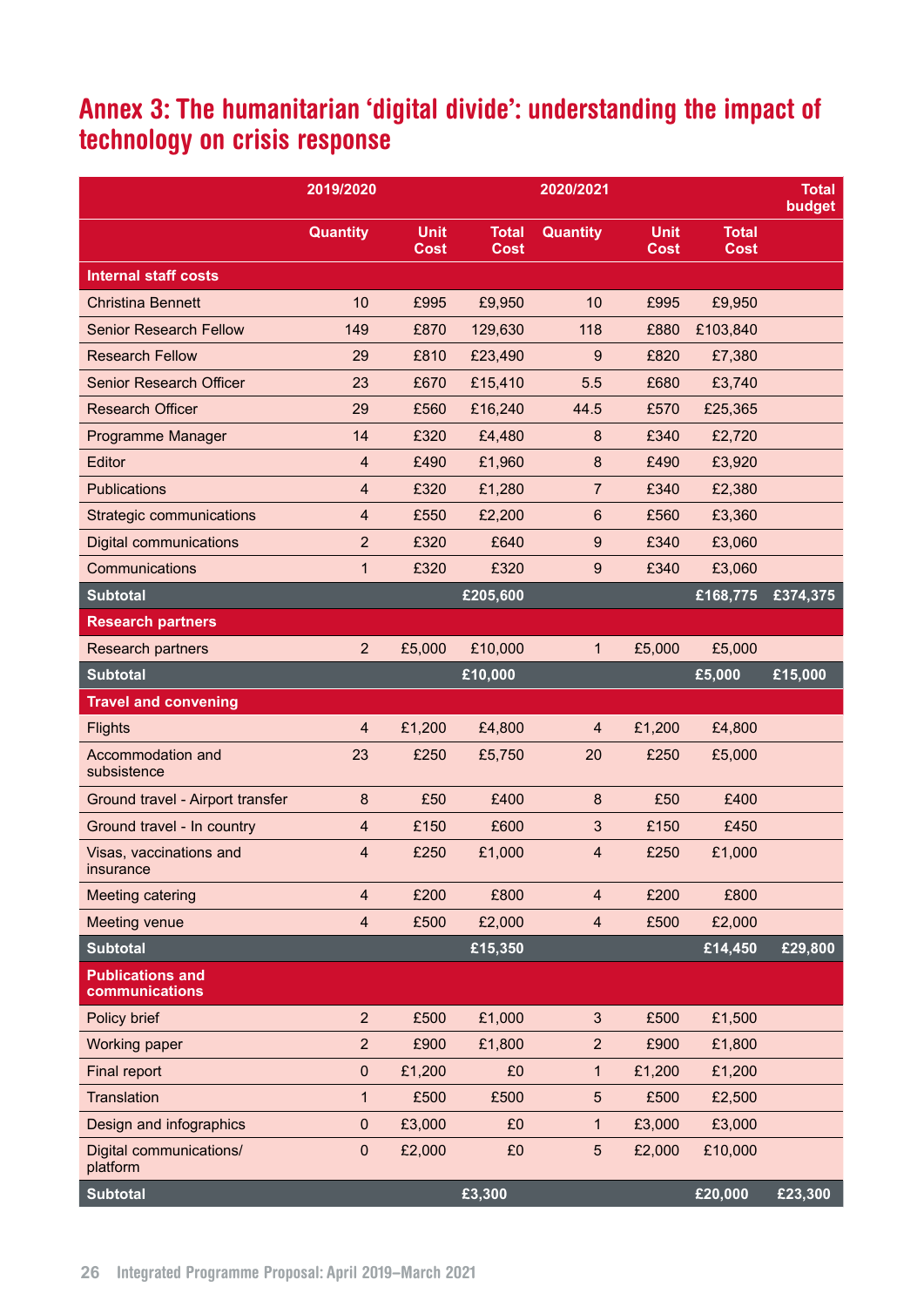## Annex 3: The humanitarian 'digital divide': understanding the impact of technology on crisis response

| | 2019/2020 | | | 2020/2021 | | | Total budget |
|---|---|---|---|---|---|---|---|
| | Quantity | Unit Cost | Total Cost | Quantity | Unit Cost | Total Cost | |
| **Internal staff costs** | | | | | | | |
| Christina Bennett | 10 | £995 | £9,950 | 10 | £995 | £9,950 | |
| Senior Research Fellow | 149 | £870 | 129,630 | 118 | £880 | £103,840 | |
| Research Fellow | 29 | £810 | £23,490 | 9 | £820 | £7,380 | |
| Senior Research Officer | 23 | £670 | £15,410 | 5.5 | £680 | £3,740 | |
| Research Officer | 29 | £560 | £16,240 | 44.5 | £570 | £25,365 | |
| Programme Manager | 14 | £320 | £4,480 | 8 | £340 | £2,720 | |
| Editor | 4 | £490 | £1,960 | 8 | £490 | £3,920 | |
| Publications | 4 | £320 | £1,280 | 7 | £340 | £2,380 | |
| Strategic communications | 4 | £550 | £2,200 | 6 | £560 | £3,360 | |
| Digital communications | 2 | £320 | £640 | 9 | £340 | £3,060 | |
| Communications | 1 | £320 | £320 | 9 | £340 | £3,060 | |
| **Subtotal** | | | **£205,600** | | | **£168,775** | **£374,375** |
| **Research partners** | | | | | | | |
| Research partners | 2 | £5,000 | £10,000 | 1 | £5,000 | £5,000 | |
| **Subtotal** | | | **£10,000** | | | **£5,000** | **£15,000** |
| **Travel and convening** | | | | | | | |
| Flights | 4 | £1,200 | £4,800 | 4 | £1,200 | £4,800 | |
| Accommodation and subsistence | 23 | £250 | £5,750 | 20 | £250 | £5,000 | |
| Ground travel - Airport transfer | 8 | £50 | £400 | 8 | £50 | £400 | |
| Ground travel - In country | 4 | £150 | £600 | 3 | £150 | £450 | |
| Visas, vaccinations and insurance | 4 | £250 | £1,000 | 4 | £250 | £1,000 | |
| Meeting catering | 4 | £200 | £800 | 4 | £200 | £800 | |
| Meeting venue | 4 | £500 | £2,000 | 4 | £500 | £2,000 | |
| **Subtotal** | | | **£15,350** | | | **£14,450** | **£29,800** |
| **Publications and communications** | | | | | | | |
| Policy brief | 2 | £500 | £1,000 | 3 | £500 | £1,500 | |
| Working paper | 2 | £900 | £1,800 | 2 | £900 | £1,800 | |
| Final report | 0 | £1,200 | £0 | 1 | £1,200 | £1,200 | |
| Translation | 1 | £500 | £500 | 5 | £500 | £2,500 | |
| Design and infographics | 0 | £3,000 | £0 | 1 | £3,000 | £3,000 | |
| Digital communications/ platform | 0 | £2,000 | £0 | 5 | £2,000 | £10,000 | |
| **Subtotal** | | | **£3,300** | | | **£20,000** | **£23,300** |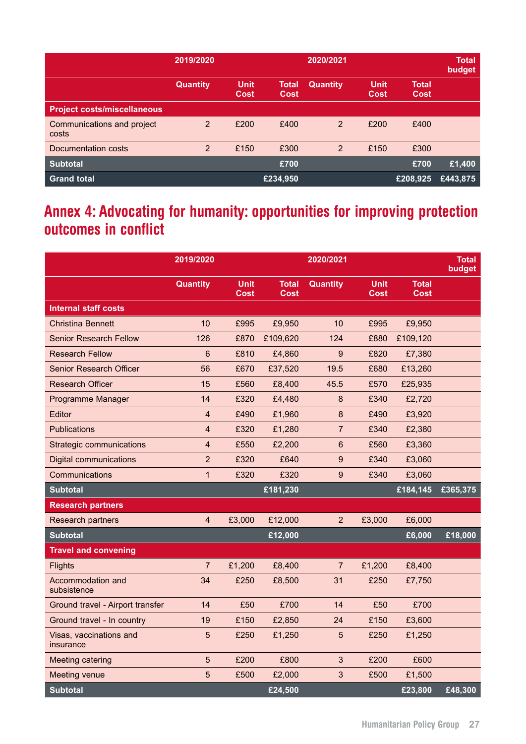| | 2019/2020 | | | 2020/2021 | | | Total budget |
|---|---|---|---|---|---|---|---|
| | Quantity | Unit Cost | Total Cost | Quantity | Unit Cost | Total Cost | |
| **Project costs/miscellaneous** | | | | | | | |
| Communications and project costs | 2 | £200 | £400 | 2 | £200 | £400 | |
| Documentation costs | 2 | £150 | £300 | 2 | £150 | £300 | |
| **Subtotal** | | | **£700** | | | **£700** | **£1,400** |
| **Grand total** | | | **£234,950** | | | **£208,925** | **£443,875** |

## Annex 4: Advocating for humanity: opportunities for improving protection outcomes in conflict

| | 2019/2020 | | | 2020/2021 | | | Total budget |
|---|---|---|---|---|---|---|---|
| | Quantity | Unit Cost | Total Cost | Quantity | Unit Cost | Total Cost | |
| **Internal staff costs** | | | | | | | |
| Christina Bennett | 10 | £995 | £9,950 | 10 | £995 | £9,950 | |
| Senior Research Fellow | 126 | £870 | £109,620 | 124 | £880 | £109,120 | |
| Research Fellow | 6 | £810 | £4,860 | 9 | £820 | £7,380 | |
| Senior Research Officer | 56 | £670 | £37,520 | 19.5 | £680 | £13,260 | |
| Research Officer | 15 | £560 | £8,400 | 45.5 | £570 | £25,935 | |
| Programme Manager | 14 | £320 | £4,480 | 8 | £340 | £2,720 | |
| Editor | 4 | £490 | £1,960 | 8 | £490 | £3,920 | |
| Publications | 4 | £320 | £1,280 | 7 | £340 | £2,380 | |
| Strategic communications | 4 | £550 | £2,200 | 6 | £560 | £3,360 | |
| Digital communications | 2 | £320 | £640 | 9 | £340 | £3,060 | |
| Communications | 1 | £320 | £320 | 9 | £340 | £3,060 | |
| **Subtotal** | | | **£181,230** | | | **£184,145** | **£365,375** |
| **Research partners** | | | | | | | |
| Research partners | 4 | £3,000 | £12,000 | 2 | £3,000 | £6,000 | |
| **Subtotal** | | | **£12,000** | | | **£6,000** | **£18,000** |
| **Travel and convening** | | | | | | | |
| Flights | 7 | £1,200 | £8,400 | 7 | £1,200 | £8,400 | |
| Accommodation and subsistence | 34 | £250 | £8,500 | 31 | £250 | £7,750 | |
| Ground travel - Airport transfer | 14 | £50 | £700 | 14 | £50 | £700 | |
| Ground travel - In country | 19 | £150 | £2,850 | 24 | £150 | £3,600 | |
| Visas, vaccinations and insurance | 5 | £250 | £1,250 | 5 | £250 | £1,250 | |
| Meeting catering | 5 | £200 | £800 | 3 | £200 | £600 | |
| Meeting venue | 5 | £500 | £2,000 | 3 | £500 | £1,500 | |
| **Subtotal** | | | **£24,500** | | | **£23,800** | **£48,300** |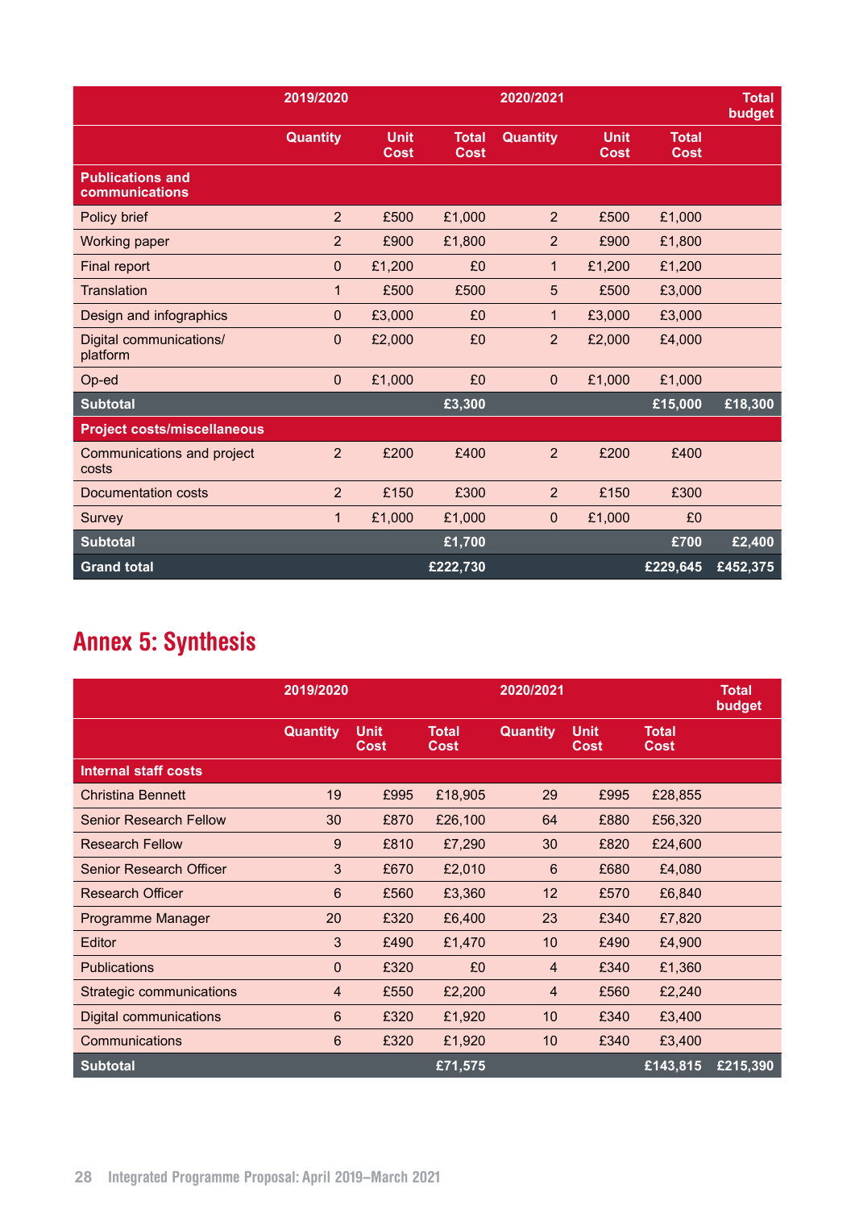| | 2019/2020 | | | 2020/2021 | | | Total budget |
|---|---|---|---|---|---|---|---|
| | Quantity | Unit Cost | Total Cost | Quantity | Unit Cost | Total Cost | |
| **Publications and communications** | | | | | | | |
| Policy brief | 2 | £500 | £1,000 | 2 | £500 | £1,000 | |
| Working paper | 2 | £900 | £1,800 | 2 | £900 | £1,800 | |
| Final report | 0 | £1,200 | £0 | 1 | £1,200 | £1,200 | |
| Translation | 1 | £500 | £500 | 5 | £500 | £3,000 | |
| Design and infographics | 0 | £3,000 | £0 | 1 | £3,000 | £3,000 | |
| Digital communications/ platform | 0 | £2,000 | £0 | 2 | £2,000 | £4,000 | |
| Op-ed | 0 | £1,000 | £0 | 0 | £1,000 | £1,000 | |
| **Subtotal** | | | **£3,300** | | | **£15,000** | **£18,300** |
| **Project costs/miscellaneous** | | | | | | | |
| Communications and project costs | 2 | £200 | £400 | 2 | £200 | £400 | |
| Documentation costs | 2 | £150 | £300 | 2 | £150 | £300 | |
| Survey | 1 | £1,000 | £1,000 | 0 | £1,000 | £0 | |
| **Subtotal** | | | **£1,700** | | | **£700** | **£2,400** |
| **Grand total** | | | **£222,730** | | | **£229,645** | **£452,375** |

## Annex 5: Synthesis

| | 2019/2020 | | | 2020/2021 | | | Total budget |
|---|---|---|---|---|---|---|---|
| | Quantity | Unit Cost | Total Cost | Quantity | Unit Cost | Total Cost | |
| **Internal staff costs** | | | | | | | |
| Christina Bennett | 19 | £995 | £18,905 | 29 | £995 | £28,855 | |
| Senior Research Fellow | 30 | £870 | £26,100 | 64 | £880 | £56,320 | |
| Research Fellow | 9 | £810 | £7,290 | 30 | £820 | £24,600 | |
| Senior Research Officer | 3 | £670 | £2,010 | 6 | £680 | £4,080 | |
| Research Officer | 6 | £560 | £3,360 | 12 | £570 | £6,840 | |
| Programme Manager | 20 | £320 | £6,400 | 23 | £340 | £7,820 | |
| Editor | 3 | £490 | £1,470 | 10 | £490 | £4,900 | |
| Publications | 0 | £320 | £0 | 4 | £340 | £1,360 | |
| Strategic communications | 4 | £550 | £2,200 | 4 | £560 | £2,240 | |
| Digital communications | 6 | £320 | £1,920 | 10 | £340 | £3,400 | |
| Communications | 6 | £320 | £1,920 | 10 | £340 | £3,400 | |
| **Subtotal** | | | **£71,575** | | | **£143,815** | **£215,390** |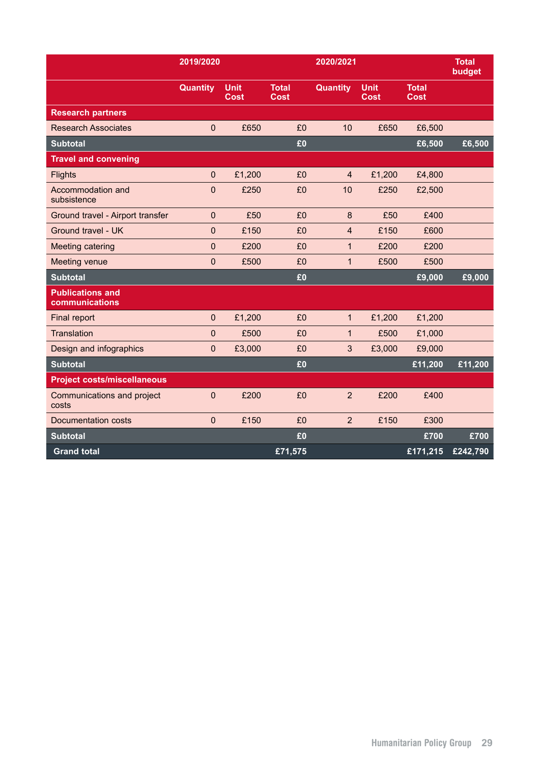| | 2019/2020 | | | 2020/2021 | | | Total budget |
|---|---|---|---|---|---|---|---|
| | Quantity | Unit Cost | Total Cost | Quantity | Unit Cost | Total Cost | |
| **Research partners** | | | | | | | |
| Research Associates | 0 | £650 | £0 | 10 | £650 | £6,500 | |
| **Subtotal** | | | **£0** | | | **£6,500** | **£6,500** |
| **Travel and convening** | | | | | | | |
| Flights | 0 | £1,200 | £0 | 4 | £1,200 | £4,800 | |
| Accommodation and subsistence | 0 | £250 | £0 | 10 | £250 | £2,500 | |
| Ground travel - Airport transfer | 0 | £50 | £0 | 8 | £50 | £400 | |
| Ground travel - UK | 0 | £150 | £0 | 4 | £150 | £600 | |
| Meeting catering | 0 | £200 | £0 | 1 | £200 | £200 | |
| Meeting venue | 0 | £500 | £0 | 1 | £500 | £500 | |
| **Subtotal** | | | **£0** | | | **£9,000** | **£9,000** |
| **Publications and communications** | | | | | | | |
| Final report | 0 | £1,200 | £0 | 1 | £1,200 | £1,200 | |
| Translation | 0 | £500 | £0 | 1 | £500 | £1,000 | |
| Design and infographics | 0 | £3,000 | £0 | 3 | £3,000 | £9,000 | |
| **Subtotal** | | | **£0** | | | **£11,200** | **£11,200** |
| **Project costs/miscellaneous** | | | | | | | |
| Communications and project costs | 0 | £200 | £0 | 2 | £200 | £400 | |
| Documentation costs | 0 | £150 | £0 | 2 | £150 | £300 | |
| **Subtotal** | | | **£0** | | | **£700** | **£700** |
| **Grand total** | | | **£71,575** | | | **£171,215** | **£242,790** |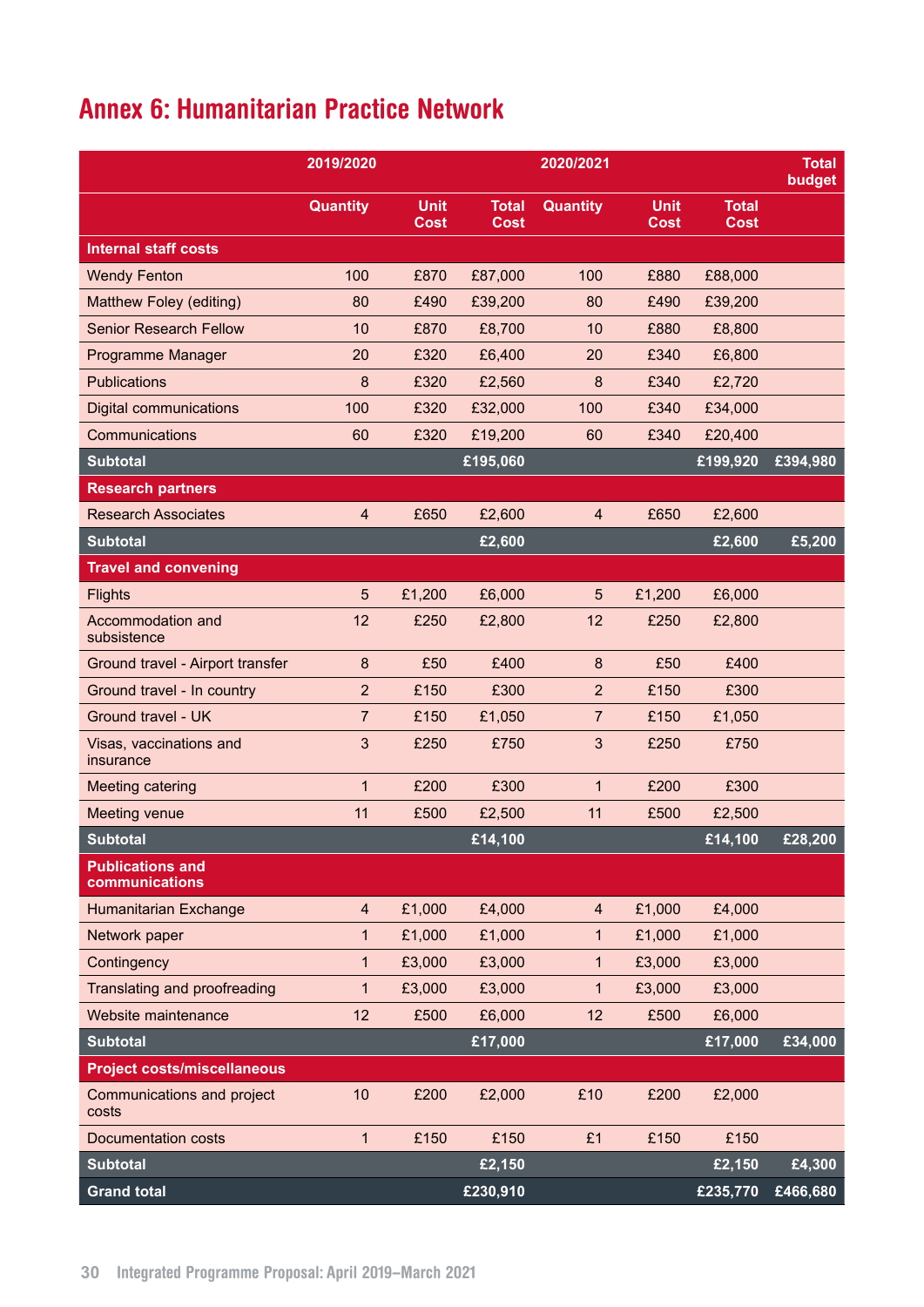# Annex 6: Humanitarian Practice Network

| | 2019/2020 | | | 2020/2021 | | | Total budget |
|---|---|---|---|---|---|---|---|
| | Quantity | Unit Cost | Total Cost | Quantity | Unit Cost | Total Cost | |
| **Internal staff costs** | | | | | | | |
| Wendy Fenton | 100 | £870 | £87,000 | 100 | £880 | £88,000 | |
| Matthew Foley (editing) | 80 | £490 | £39,200 | 80 | £490 | £39,200 | |
| Senior Research Fellow | 10 | £870 | £8,700 | 10 | £880 | £8,800 | |
| Programme Manager | 20 | £320 | £6,400 | 20 | £340 | £6,800 | |
| Publications | 8 | £320 | £2,560 | 8 | £340 | £2,720 | |
| Digital communications | 100 | £320 | £32,000 | 100 | £340 | £34,000 | |
| Communications | 60 | £320 | £19,200 | 60 | £340 | £20,400 | |
| **Subtotal** | | | **£195,060** | | | **£199,920** | **£394,980** |
| **Research partners** | | | | | | | |
| Research Associates | 4 | £650 | £2,600 | 4 | £650 | £2,600 | |
| **Subtotal** | | | **£2,600** | | | **£2,600** | **£5,200** |
| **Travel and convening** | | | | | | | |
| Flights | 5 | £1,200 | £6,000 | 5 | £1,200 | £6,000 | |
| Accommodation and subsistence | 12 | £250 | £2,800 | 12 | £250 | £2,800 | |
| Ground travel - Airport transfer | 8 | £50 | £400 | 8 | £50 | £400 | |
| Ground travel - In country | 2 | £150 | £300 | 2 | £150 | £300 | |
| Ground travel - UK | 7 | £150 | £1,050 | 7 | £150 | £1,050 | |
| Visas, vaccinations and insurance | 3 | £250 | £750 | 3 | £250 | £750 | |
| Meeting catering | 1 | £200 | £300 | 1 | £200 | £300 | |
| Meeting venue | 11 | £500 | £2,500 | 11 | £500 | £2,500 | |
| **Subtotal** | | | **£14,100** | | | **£14,100** | **£28,200** |
| **Publications and communications** | | | | | | | |
| Humanitarian Exchange | 4 | £1,000 | £4,000 | 4 | £1,000 | £4,000 | |
| Network paper | 1 | £1,000 | £1,000 | 1 | £1,000 | £1,000 | |
| Contingency | 1 | £3,000 | £3,000 | 1 | £3,000 | £3,000 | |
| Translating and proofreading | 1 | £3,000 | £3,000 | 1 | £3,000 | £3,000 | |
| Website maintenance | 12 | £500 | £6,000 | 12 | £500 | £6,000 | |
| **Subtotal** | | | **£17,000** | | | **£17,000** | **£34,000** |
| **Project costs/miscellaneous** | | | | | | | |
| Communications and project costs | 10 | £200 | £2,000 | £10 | £200 | £2,000 | |
| Documentation costs | 1 | £150 | £150 | £1 | £150 | £150 | |
| **Subtotal** | | | **£2,150** | | | **£2,150** | **£4,300** |
| **Grand total** | | | **£230,910** | | | **£235,770** | **£466,680** |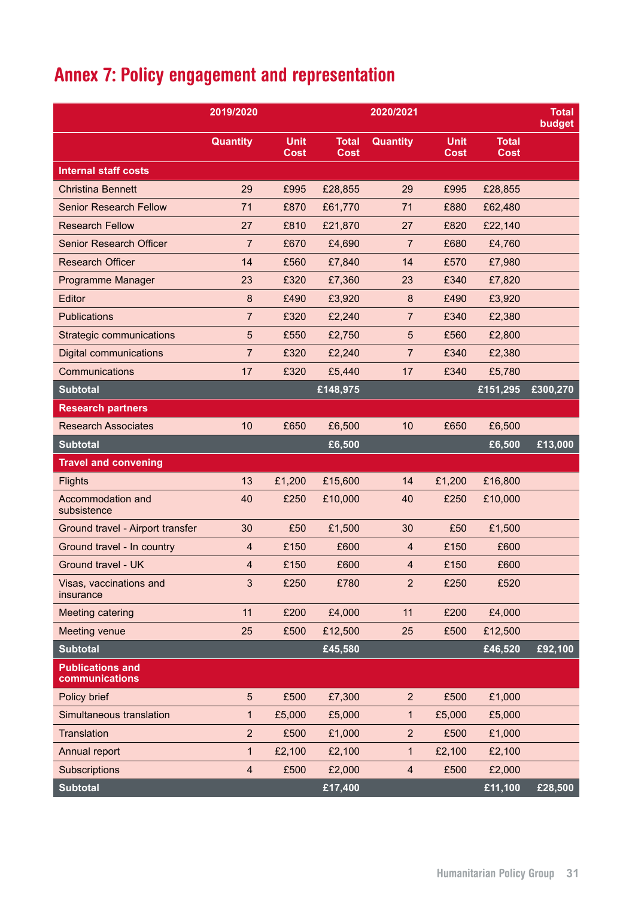# Annex 7: Policy engagement and representation

| | 2019/2020 | | | 2020/2021 | | | Total budget |
|---|---|---|---|---|---|---|---|
| | Quantity | Unit Cost | Total Cost | Quantity | Unit Cost | Total Cost | |
| **Internal staff costs** | | | | | | | |
| Christina Bennett | 29 | £995 | £28,855 | 29 | £995 | £28,855 | |
| Senior Research Fellow | 71 | £870 | £61,770 | 71 | £880 | £62,480 | |
| Research Fellow | 27 | £810 | £21,870 | 27 | £820 | £22,140 | |
| Senior Research Officer | 7 | £670 | £4,690 | 7 | £680 | £4,760 | |
| Research Officer | 14 | £560 | £7,840 | 14 | £570 | £7,980 | |
| Programme Manager | 23 | £320 | £7,360 | 23 | £340 | £7,820 | |
| Editor | 8 | £490 | £3,920 | 8 | £490 | £3,920 | |
| Publications | 7 | £320 | £2,240 | 7 | £340 | £2,380 | |
| Strategic communications | 5 | £550 | £2,750 | 5 | £560 | £2,800 | |
| Digital communications | 7 | £320 | £2,240 | 7 | £340 | £2,380 | |
| Communications | 17 | £320 | £5,440 | 17 | £340 | £5,780 | |
| **Subtotal** | | | **£148,975** | | | **£151,295** | **£300,270** |
| **Research partners** | | | | | | | |
| Research Associates | 10 | £650 | £6,500 | 10 | £650 | £6,500 | |
| **Subtotal** | | | **£6,500** | | | **£6,500** | **£13,000** |
| **Travel and convening** | | | | | | | |
| Flights | 13 | £1,200 | £15,600 | 14 | £1,200 | £16,800 | |
| Accommodation and subsistence | 40 | £250 | £10,000 | 40 | £250 | £10,000 | |
| Ground travel - Airport transfer | 30 | £50 | £1,500 | 30 | £50 | £1,500 | |
| Ground travel - In country | 4 | £150 | £600 | 4 | £150 | £600 | |
| Ground travel - UK | 4 | £150 | £600 | 4 | £150 | £600 | |
| Visas, vaccinations and insurance | 3 | £250 | £780 | 2 | £250 | £520 | |
| Meeting catering | 11 | £200 | £4,000 | 11 | £200 | £4,000 | |
| Meeting venue | 25 | £500 | £12,500 | 25 | £500 | £12,500 | |
| **Subtotal** | | | **£45,580** | | | **£46,520** | **£92,100** |
| **Publications and communications** | | | | | | | |
| Policy brief | 5 | £500 | £7,300 | 2 | £500 | £1,000 | |
| Simultaneous translation | 1 | £5,000 | £5,000 | 1 | £5,000 | £5,000 | |
| Translation | 2 | £500 | £1,000 | 2 | £500 | £1,000 | |
| Annual report | 1 | £2,100 | £2,100 | 1 | £2,100 | £2,100 | |
| Subscriptions | 4 | £500 | £2,000 | 4 | £500 | £2,000 | |
| **Subtotal** | | | **£17,400** | | | **£11,100** | **£28,500** |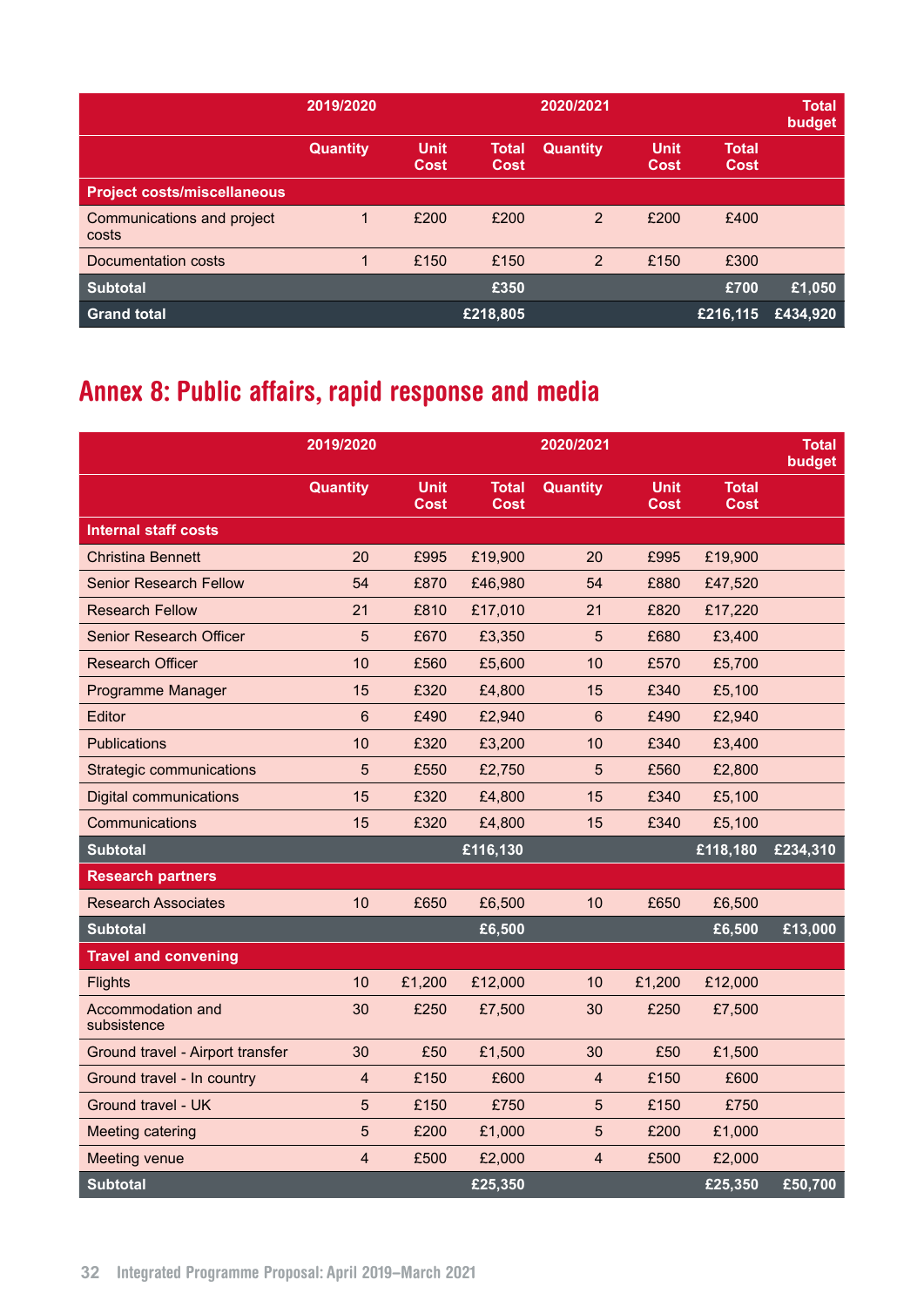| | 2019/2020 | | | 2020/2021 | | | Total budget |
|---|---|---|---|---|---|---|---|
| | Quantity | Unit Cost | Total Cost | Quantity | Unit Cost | Total Cost | |
| **Project costs/miscellaneous** | | | | | | | |
| Communications and project costs | 1 | £200 | £200 | 2 | £200 | £400 | |
| Documentation costs | 1 | £150 | £150 | 2 | £150 | £300 | |
| **Subtotal** | | | **£350** | | | **£700** | **£1,050** |
| **Grand total** | | | **£218,805** | | | **£216,115** | **£434,920** |

# Annex 8: Public affairs, rapid response and media

| | 2019/2020 | | | 2020/2021 | | | Total budget |
|---|---|---|---|---|---|---|---|
| | Quantity | Unit Cost | Total Cost | Quantity | Unit Cost | Total Cost | |
| **Internal staff costs** | | | | | | | |
| Christina Bennett | 20 | £995 | £19,900 | 20 | £995 | £19,900 | |
| Senior Research Fellow | 54 | £870 | £46,980 | 54 | £880 | £47,520 | |
| Research Fellow | 21 | £810 | £17,010 | 21 | £820 | £17,220 | |
| Senior Research Officer | 5 | £670 | £3,350 | 5 | £680 | £3,400 | |
| Research Officer | 10 | £560 | £5,600 | 10 | £570 | £5,700 | |
| Programme Manager | 15 | £320 | £4,800 | 15 | £340 | £5,100 | |
| Editor | 6 | £490 | £2,940 | 6 | £490 | £2,940 | |
| Publications | 10 | £320 | £3,200 | 10 | £340 | £3,400 | |
| Strategic communications | 5 | £550 | £2,750 | 5 | £560 | £2,800 | |
| Digital communications | 15 | £320 | £4,800 | 15 | £340 | £5,100 | |
| Communications | 15 | £320 | £4,800 | 15 | £340 | £5,100 | |
| **Subtotal** | | | **£116,130** | | | **£118,180** | **£234,310** |
| **Research partners** | | | | | | | |
| Research Associates | 10 | £650 | £6,500 | 10 | £650 | £6,500 | |
| **Subtotal** | | | **£6,500** | | | **£6,500** | **£13,000** |
| **Travel and convening** | | | | | | | |
| Flights | 10 | £1,200 | £12,000 | 10 | £1,200 | £12,000 | |
| Accommodation and subsistence | 30 | £250 | £7,500 | 30 | £250 | £7,500 | |
| Ground travel - Airport transfer | 30 | £50 | £1,500 | 30 | £50 | £1,500 | |
| Ground travel - In country | 4 | £150 | £600 | 4 | £150 | £600 | |
| Ground travel - UK | 5 | £150 | £750 | 5 | £150 | £750 | |
| Meeting catering | 5 | £200 | £1,000 | 5 | £200 | £1,000 | |
| Meeting venue | 4 | £500 | £2,000 | 4 | £500 | £2,000 | |
| **Subtotal** | | | **£25,350** | | | **£25,350** | **£50,700** |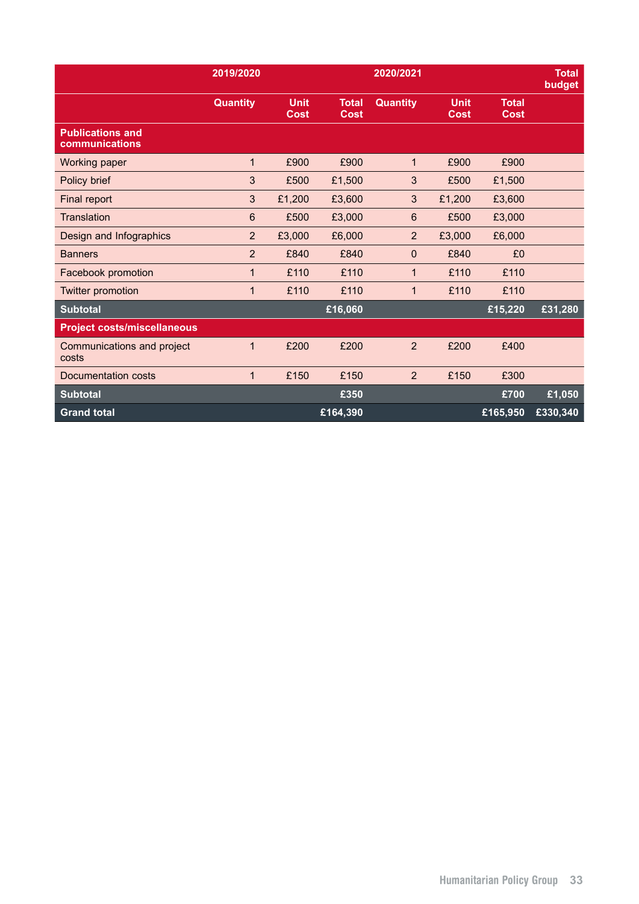| | 2019/2020 | | | 2020/2021 | | | Total budget |
|---|---|---|---|---|---|---|---|
| | Quantity | Unit Cost | Total Cost | Quantity | Unit Cost | Total Cost | |
| **Publications and communications** | | | | | | | |
| Working paper | 1 | £900 | £900 | 1 | £900 | £900 | |
| Policy brief | 3 | £500 | £1,500 | 3 | £500 | £1,500 | |
| Final report | 3 | £1,200 | £3,600 | 3 | £1,200 | £3,600 | |
| Translation | 6 | £500 | £3,000 | 6 | £500 | £3,000 | |
| Design and Infographics | 2 | £3,000 | £6,000 | 2 | £3,000 | £6,000 | |
| Banners | 2 | £840 | £840 | 0 | £840 | £0 | |
| Facebook promotion | 1 | £110 | £110 | 1 | £110 | £110 | |
| Twitter promotion | 1 | £110 | £110 | 1 | £110 | £110 | |
| **Subtotal** | | | **£16,060** | | | **£15,220** | **£31,280** |
| **Project costs/miscellaneous** | | | | | | | |
| Communications and project costs | 1 | £200 | £200 | 2 | £200 | £400 | |
| Documentation costs | 1 | £150 | £150 | 2 | £150 | £300 | |
| **Subtotal** | | | **£350** | | | **£700** | **£1,050** |
| **Grand total** | | | **£164,390** | | | **£165,950** | **£330,340** |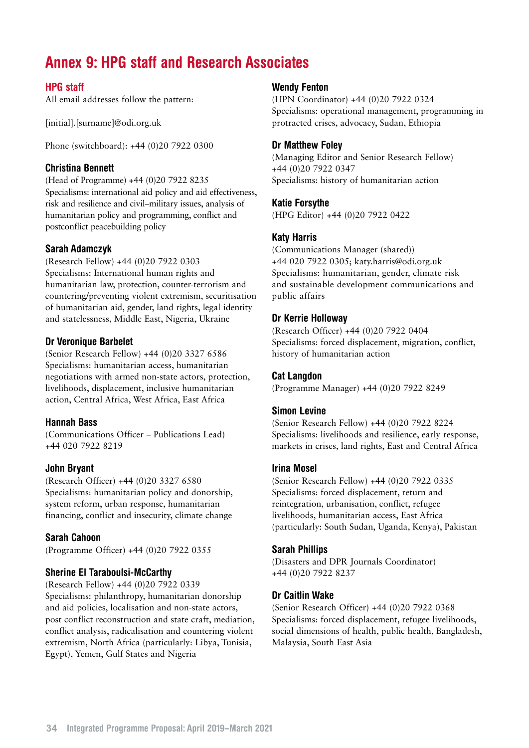# Annex 9: HPG staff and Research Associates

## HPG staff

All email addresses follow the pattern:

[initial].[surname]@odi.org.uk

Phone (switchboard): +44 (0)20 7922 0300

### Christina Bennett

(Head of Programme) +44 (0)20 7922 8235
Specialisms: international aid policy and aid effectiveness, risk and resilience and civil–military issues, analysis of humanitarian policy and programming, conflict and postconflict peacebuilding policy

### Sarah Adamczyk

(Research Fellow) +44 (0)20 7922 0303
Specialisms: International human rights and humanitarian law, protection, counter-terrorism and countering/preventing violent extremism, securitisation of humanitarian aid, gender, land rights, legal identity and statelessness, Middle East, Nigeria, Ukraine

### Dr Veronique Barbelet

(Senior Research Fellow) +44 (0)20 3327 6586
Specialisms: humanitarian access, humanitarian negotiations with armed non-state actors, protection, livelihoods, displacement, inclusive humanitarian action, Central Africa, West Africa, East Africa

### Hannah Bass

(Communications Officer – Publications Lead)
+44 020 7922 8219

### John Bryant

(Research Officer) +44 (0)20 3327 6580
Specialisms: humanitarian policy and donorship, system reform, urban response, humanitarian financing, conflict and insecurity, climate change

### Sarah Cahoon

(Programme Officer) +44 (0)20 7922 0355

### Sherine El Taraboulsi-McCarthy

(Research Fellow) +44 (0)20 7922 0339
Specialisms: philanthropy, humanitarian donorship and aid policies, localisation and non-state actors, post conflict reconstruction and state craft, mediation, conflict analysis, radicalisation and countering violent extremism, North Africa (particularly: Libya, Tunisia, Egypt), Yemen, Gulf States and Nigeria

### Wendy Fenton

(HPN Coordinator) +44 (0)20 7922 0324
Specialisms: operational management, programming in protracted crises, advocacy, Sudan, Ethiopia

### Dr Matthew Foley

(Managing Editor and Senior Research Fellow)
+44 (0)20 7922 0347
Specialisms: history of humanitarian action

### Katie Forsythe

(HPG Editor) +44 (0)20 7922 0422

### Katy Harris

(Communications Manager (shared))
+44 020 7922 0305; katy.harris@odi.org.uk
Specialisms: humanitarian, gender, climate risk and sustainable development communications and public affairs

### Dr Kerrie Holloway

(Research Officer) +44 (0)20 7922 0404
Specialisms: forced displacement, migration, conflict, history of humanitarian action

### Cat Langdon

(Programme Manager) +44 (0)20 7922 8249

### Simon Levine

(Senior Research Fellow) +44 (0)20 7922 8224
Specialisms: livelihoods and resilience, early response, markets in crises, land rights, East and Central Africa

### Irina Mosel

(Senior Research Fellow) +44 (0)20 7922 0335
Specialisms: forced displacement, return and reintegration, urbanisation, conflict, refugee livelihoods, humanitarian access, East Africa (particularly: South Sudan, Uganda, Kenya), Pakistan

### Sarah Phillips

(Disasters and DPR Journals Coordinator)
+44 (0)20 7922 8237

### Dr Caitlin Wake

(Senior Research Officer) +44 (0)20 7922 0368
Specialisms: forced displacement, refugee livelihoods, social dimensions of health, public health, Bangladesh, Malaysia, South East Asia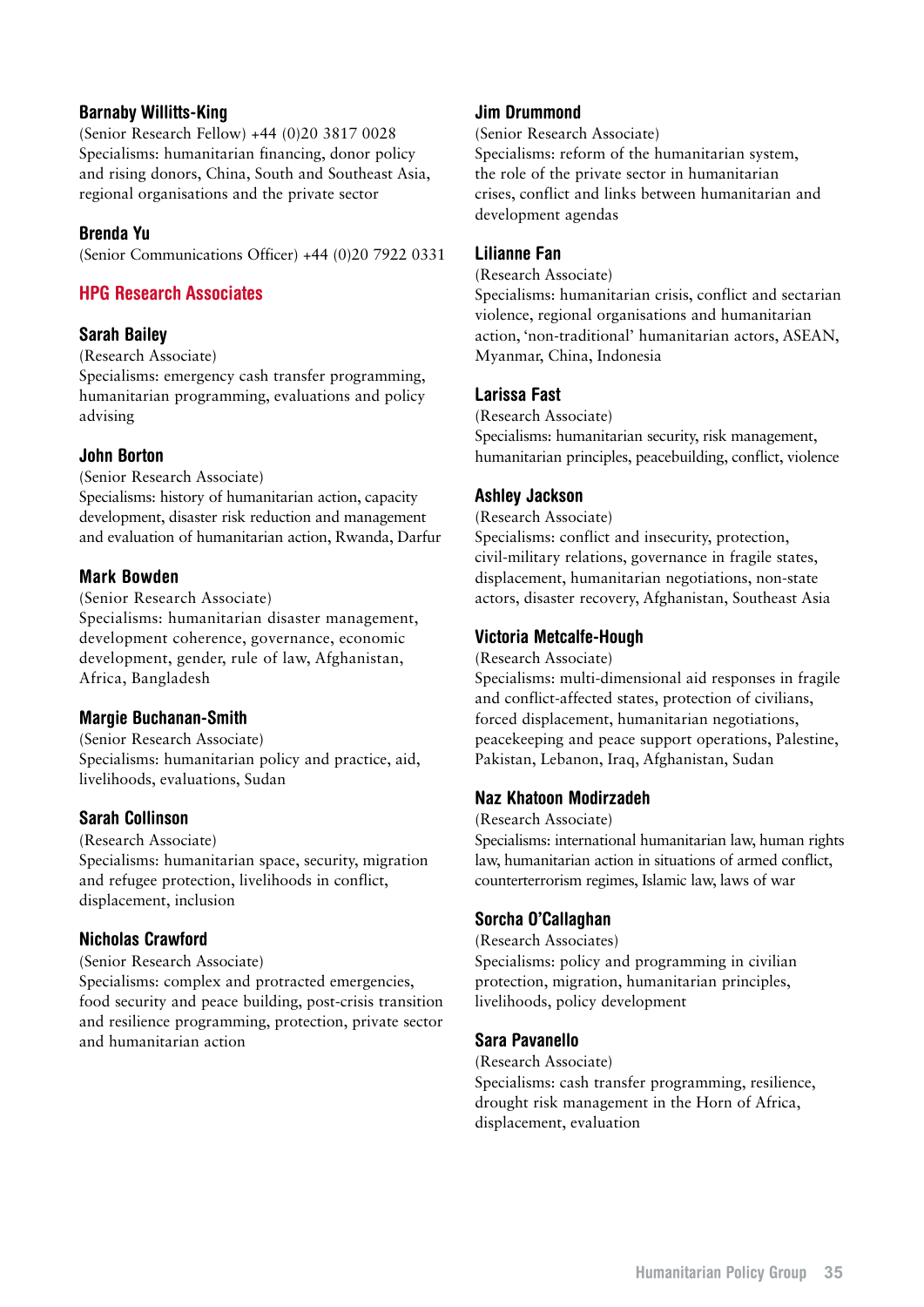**Barnaby Willitts-King**
(Senior Research Fellow) +44 (0)20 3817 0028
Specialisms: humanitarian financing, donor policy and rising donors, China, South and Southeast Asia, regional organisations and the private sector

**Brenda Yu**
(Senior Communications Officer) +44 (0)20 7922 0331

## HPG Research Associates

**Sarah Bailey**
(Research Associate)
Specialisms: emergency cash transfer programming, humanitarian programming, evaluations and policy advising

**John Borton**
(Senior Research Associate)
Specialisms: history of humanitarian action, capacity development, disaster risk reduction and management and evaluation of humanitarian action, Rwanda, Darfur

**Mark Bowden**
(Senior Research Associate)
Specialisms: humanitarian disaster management, development coherence, governance, economic development, gender, rule of law, Afghanistan, Africa, Bangladesh

**Margie Buchanan-Smith**
(Senior Research Associate)
Specialisms: humanitarian policy and practice, aid, livelihoods, evaluations, Sudan

**Sarah Collinson**
(Research Associate)
Specialisms: humanitarian space, security, migration and refugee protection, livelihoods in conflict, displacement, inclusion

**Nicholas Crawford**
(Senior Research Associate)
Specialisms: complex and protracted emergencies, food security and peace building, post-crisis transition and resilience programming, protection, private sector and humanitarian action

**Jim Drummond**
(Senior Research Associate)
Specialisms: reform of the humanitarian system, the role of the private sector in humanitarian crises, conflict and links between humanitarian and development agendas

**Lilianne Fan**
(Research Associate)
Specialisms: humanitarian crisis, conflict and sectarian violence, regional organisations and humanitarian action, 'non-traditional' humanitarian actors, ASEAN, Myanmar, China, Indonesia

**Larissa Fast**
(Research Associate)
Specialisms: humanitarian security, risk management, humanitarian principles, peacebuilding, conflict, violence

**Ashley Jackson**
(Research Associate)
Specialisms: conflict and insecurity, protection, civil-military relations, governance in fragile states, displacement, humanitarian negotiations, non-state actors, disaster recovery, Afghanistan, Southeast Asia

**Victoria Metcalfe-Hough**
(Research Associate)
Specialisms: multi-dimensional aid responses in fragile and conflict-affected states, protection of civilians, forced displacement, humanitarian negotiations, peacekeeping and peace support operations, Palestine, Pakistan, Lebanon, Iraq, Afghanistan, Sudan

**Naz Khatoon Modirzadeh**
(Research Associate)
Specialisms: international humanitarian law, human rights law, humanitarian action in situations of armed conflict, counterterrorism regimes, Islamic law, laws of war

**Sorcha O'Callaghan**
(Research Associates)
Specialisms: policy and programming in civilian protection, migration, humanitarian principles, livelihoods, policy development

**Sara Pavanello**
(Research Associate)
Specialisms: cash transfer programming, resilience, drought risk management in the Horn of Africa, displacement, evaluation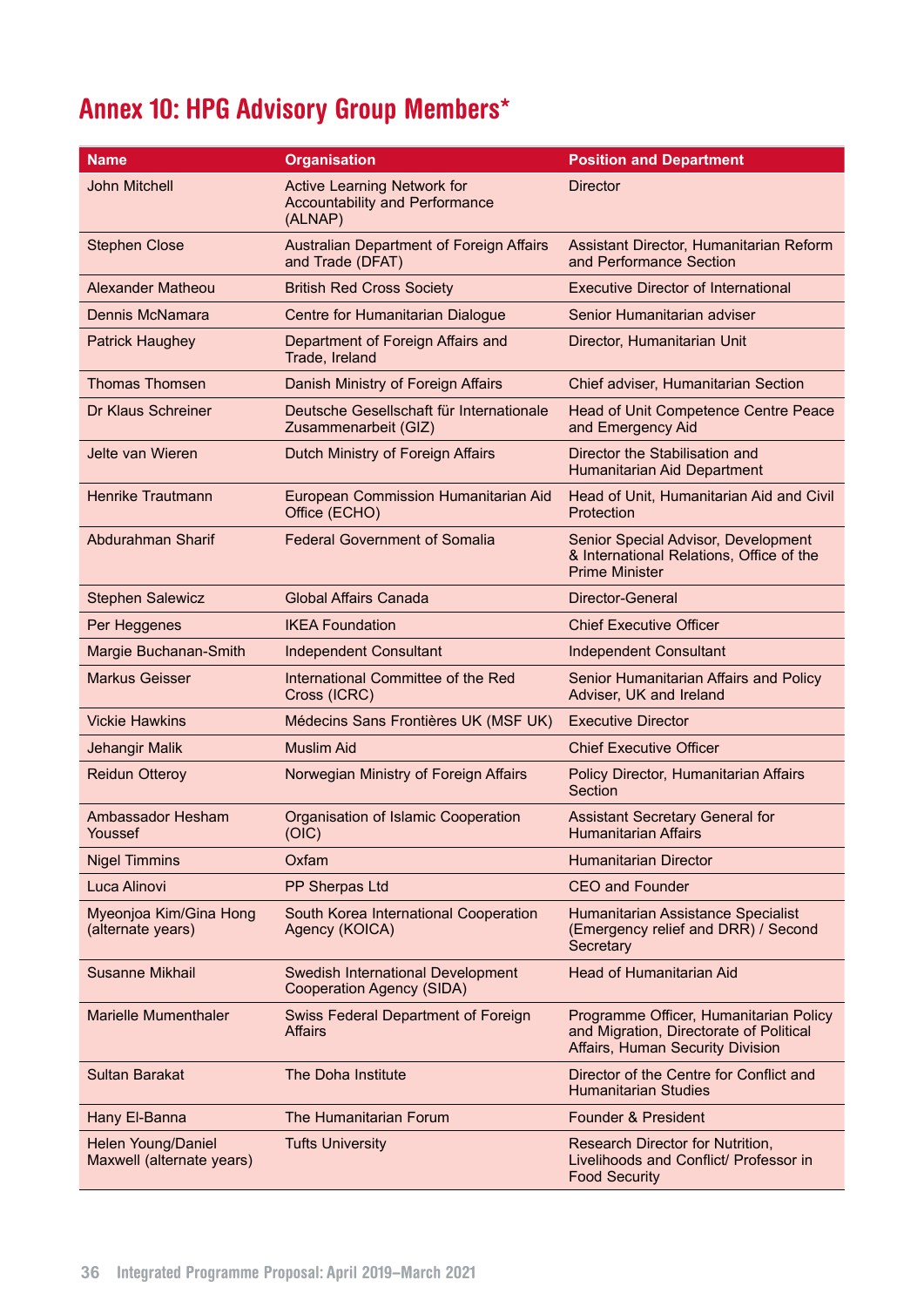# Annex 10: HPG Advisory Group Members*

| Name | Organisation | Position and Department |
|---|---|---|
| John Mitchell | Active Learning Network for Accountability and Performance (ALNAP) | Director |
| Stephen Close | Australian Department of Foreign Affairs and Trade (DFAT) | Assistant Director, Humanitarian Reform and Performance Section |
| Alexander Matheou | British Red Cross Society | Executive Director of International |
| Dennis McNamara | Centre for Humanitarian Dialogue | Senior Humanitarian adviser |
| Patrick Haughey | Department of Foreign Affairs and Trade, Ireland | Director, Humanitarian Unit |
| Thomas Thomsen | Danish Ministry of Foreign Affairs | Chief adviser, Humanitarian Section |
| Dr Klaus Schreiner | Deutsche Gesellschaft für Internationale Zusammenarbeit (GIZ) | Head of Unit Competence Centre Peace and Emergency Aid |
| Jelte van Wieren | Dutch Ministry of Foreign Affairs | Director the Stabilisation and Humanitarian Aid Department |
| Henrike Trautmann | European Commission Humanitarian Aid Office (ECHO) | Head of Unit, Humanitarian Aid and Civil Protection |
| Abdurahman Sharif | Federal Government of Somalia | Senior Special Advisor, Development & International Relations, Office of the Prime Minister |
| Stephen Salewicz | Global Affairs Canada | Director-General |
| Per Heggenes | IKEA Foundation | Chief Executive Officer |
| Margie Buchanan-Smith | Independent Consultant | Independent Consultant |
| Markus Geisser | International Committee of the Red Cross (ICRC) | Senior Humanitarian Affairs and Policy Adviser, UK and Ireland |
| Vickie Hawkins | Médecins Sans Frontières UK (MSF UK) | Executive Director |
| Jehangir Malik | Muslim Aid | Chief Executive Officer |
| Reidun Otteroy | Norwegian Ministry of Foreign Affairs | Policy Director, Humanitarian Affairs Section |
| Ambassador Hesham Youssef | Organisation of Islamic Cooperation (OIC) | Assistant Secretary General for Humanitarian Affairs |
| Nigel Timmins | Oxfam | Humanitarian Director |
| Luca Alinovi | PP Sherpas Ltd | CEO and Founder |
| Myeonjoa Kim/Gina Hong (alternate years) | South Korea International Cooperation Agency (KOICA) | Humanitarian Assistance Specialist (Emergency relief and DRR) / Second Secretary |
| Susanne Mikhail | Swedish International Development Cooperation Agency (SIDA) | Head of Humanitarian Aid |
| Marielle Mumenthaler | Swiss Federal Department of Foreign Affairs | Programme Officer, Humanitarian Policy and Migration, Directorate of Political Affairs, Human Security Division |
| Sultan Barakat | The Doha Institute | Director of the Centre for Conflict and Humanitarian Studies |
| Hany El-Banna | The Humanitarian Forum | Founder & President |
| Helen Young/Daniel Maxwell (alternate years) | Tufts University | Research Director for Nutrition, Livelihoods and Conflict/ Professor in Food Security |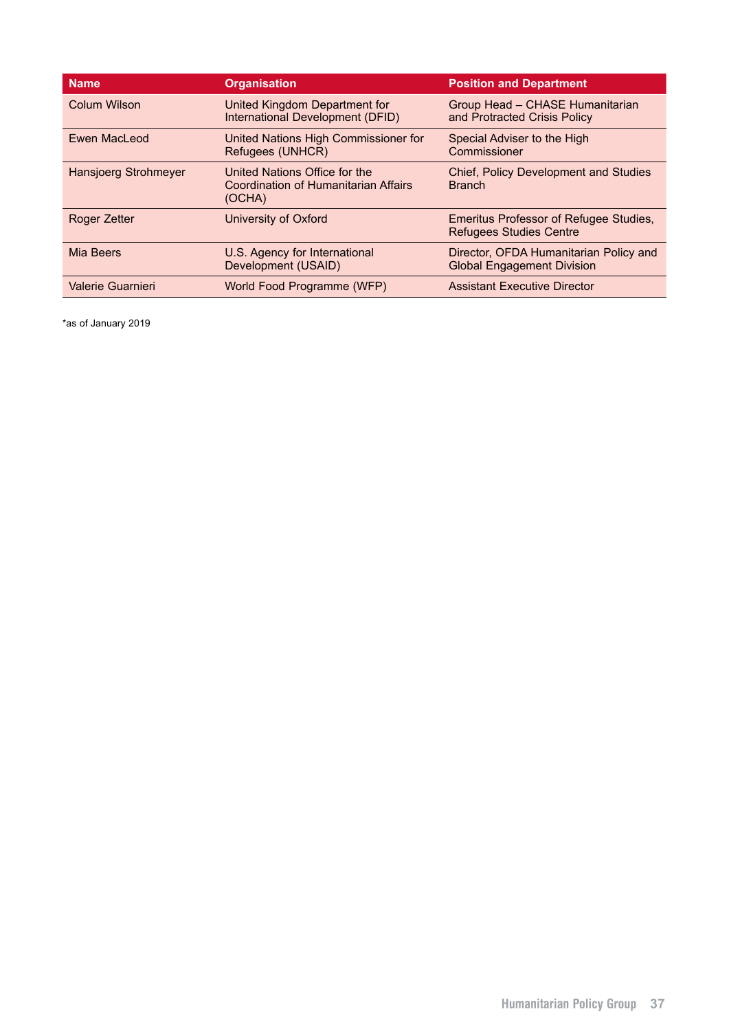| Name | Organisation | Position and Department |
|---|---|---|
| Colum Wilson | United Kingdom Department for International Development (DFID) | Group Head – CHASE Humanitarian and Protracted Crisis Policy |
| Ewen MacLeod | United Nations High Commissioner for Refugees (UNHCR) | Special Adviser to the High Commissioner |
| Hansjoerg Strohmeyer | United Nations Office for the Coordination of Humanitarian Affairs (OCHA) | Chief, Policy Development and Studies Branch |
| Roger Zetter | University of Oxford | Emeritus Professor of Refugee Studies, Refugees Studies Centre |
| Mia Beers | U.S. Agency for International Development (USAID) | Director, OFDA Humanitarian Policy and Global Engagement Division |
| Valerie Guarnieri | World Food Programme (WFP) | Assistant Executive Director |

*as of January 2019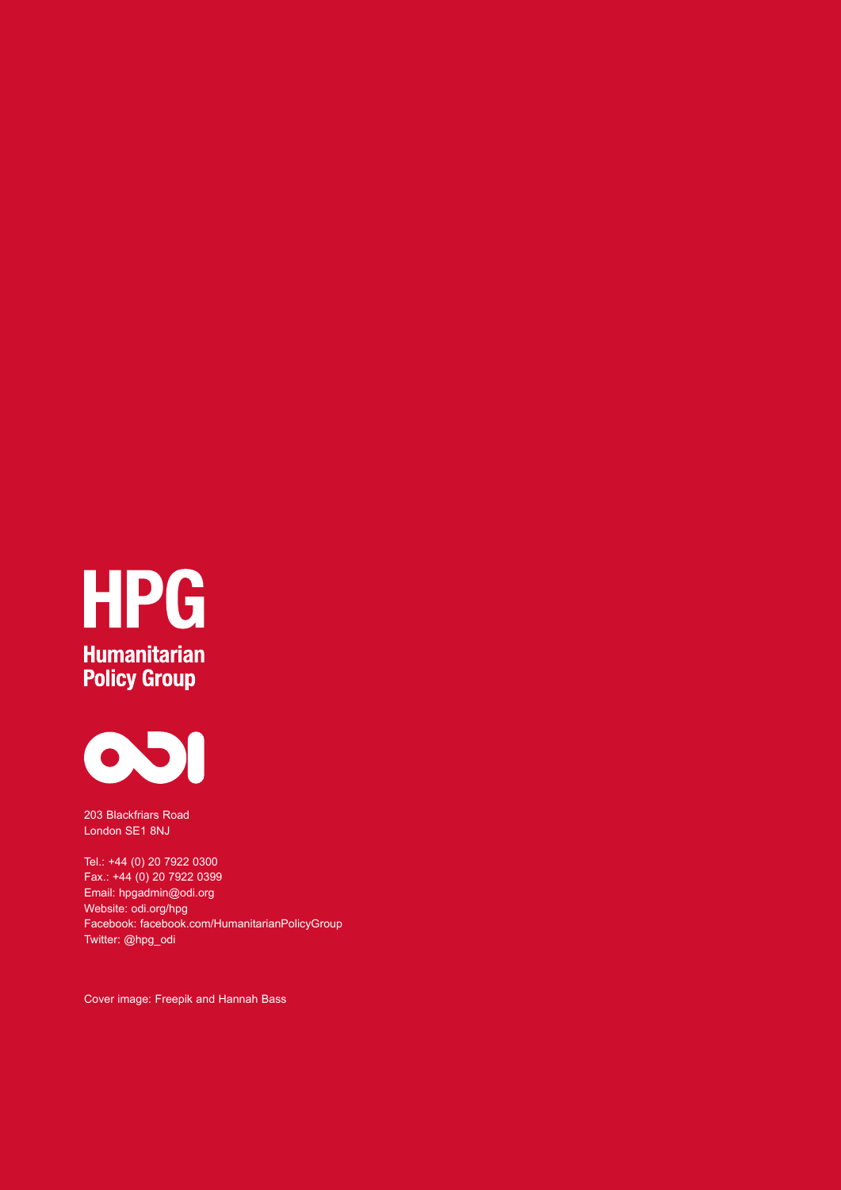**HPG**

**Humanitarian Policy Group**

203 Blackfriars Road
London SE1 8NJ

Tel.: +44 (0) 20 7922 0300
Fax.: +44 (0) 20 7922 0399
Email: hpgadmin@odi.org
Website: odi.org/hpg
Facebook: facebook.com/HumanitarianPolicyGroup
Twitter: @hpg_odi

Cover image: Freepik and Hannah Bass